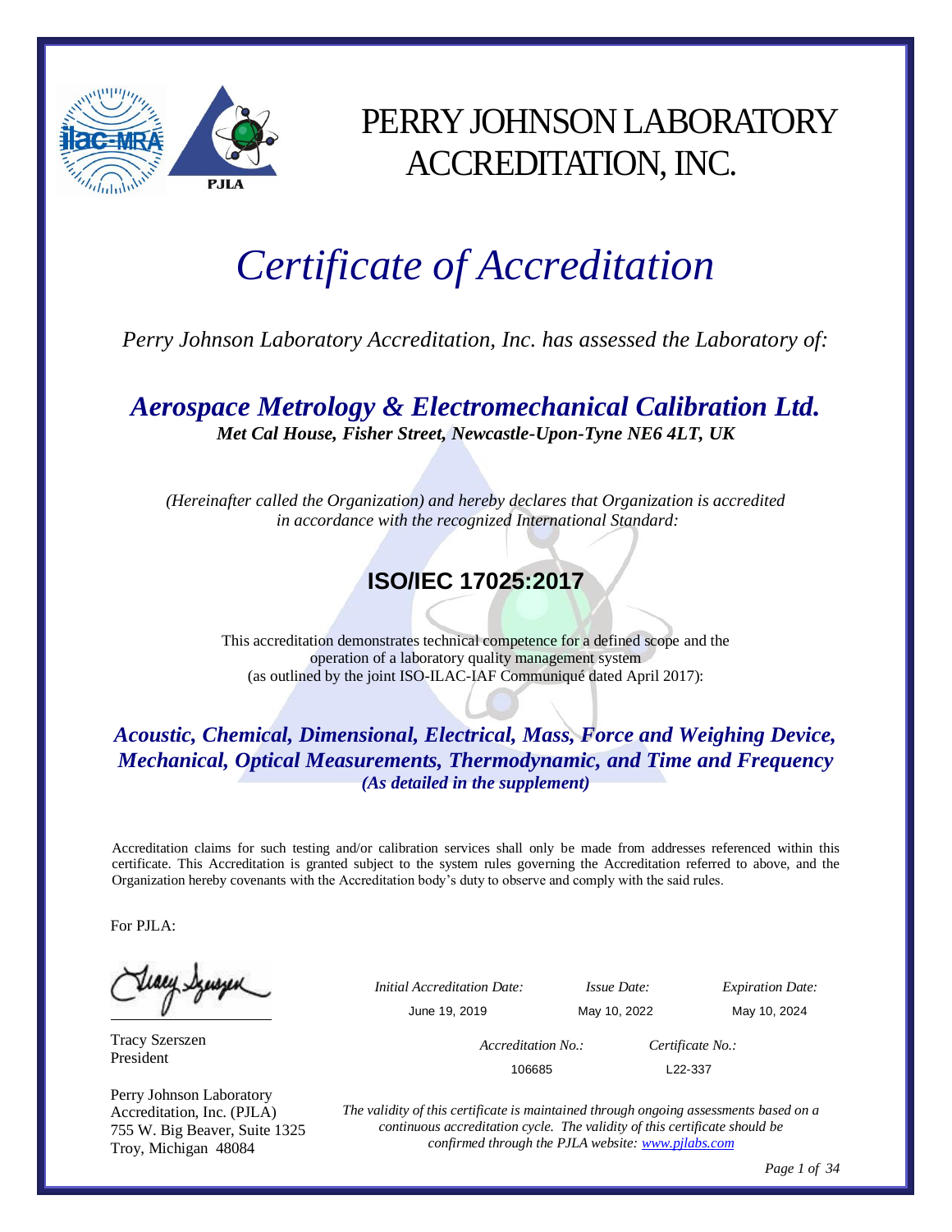# PERRY JOHNSON LABORATORY ACCREDITATION, INC.

# *Certificate of Accreditation*

*Perry Johnson Laboratory Accreditation, Inc. has assessed the Laboratory of:*

## ***Aerospace Metrology & Electromechanical Calibration Ltd.***

***Met Cal House, Fisher Street, Newcastle-Upon-Tyne NE6 4LT, UK***

*(Hereinafter called the Organization) and hereby declares that Organization is accredited in accordance with the recognized International Standard:*

## **ISO/IEC 17025:2017**

This accreditation demonstrates technical competence for a defined scope and the operation of a laboratory quality management system (as outlined by the joint ISO-ILAC-IAF Communiqué dated April 2017):

***Acoustic, Chemical, Dimensional, Electrical, Mass, Force and Weighing Device, Mechanical, Optical Measurements, Thermodynamic, and Time and Frequency***
***(As detailed in the supplement)***

Accreditation claims for such testing and/or calibration services shall only be made from addresses referenced within this certificate. This Accreditation is granted subject to the system rules governing the Accreditation referred to above, and the Organization hereby covenants with the Accreditation body's duty to observe and comply with the said rules.

For PJLA:

Tracy Szerszen
President

Perry Johnson Laboratory Accreditation, Inc. (PJLA)
755 W. Big Beaver, Suite 1325
Troy, Michigan 48084

| *Initial Accreditation Date:* | *Issue Date:* | *Expiration Date:* |
| --- | --- | --- |
| June 19, 2019 | May 10, 2022 | May 10, 2024 |

| *Accreditation No.:* | *Certificate No.:* |
| --- | --- |
| 106685 | L22-337 |

*The validity of this certificate is maintained through ongoing assessments based on a continuous accreditation cycle. The validity of this certificate should be confirmed through the PJLA website: [www.pjlabs.com](www.pjlabs.com)*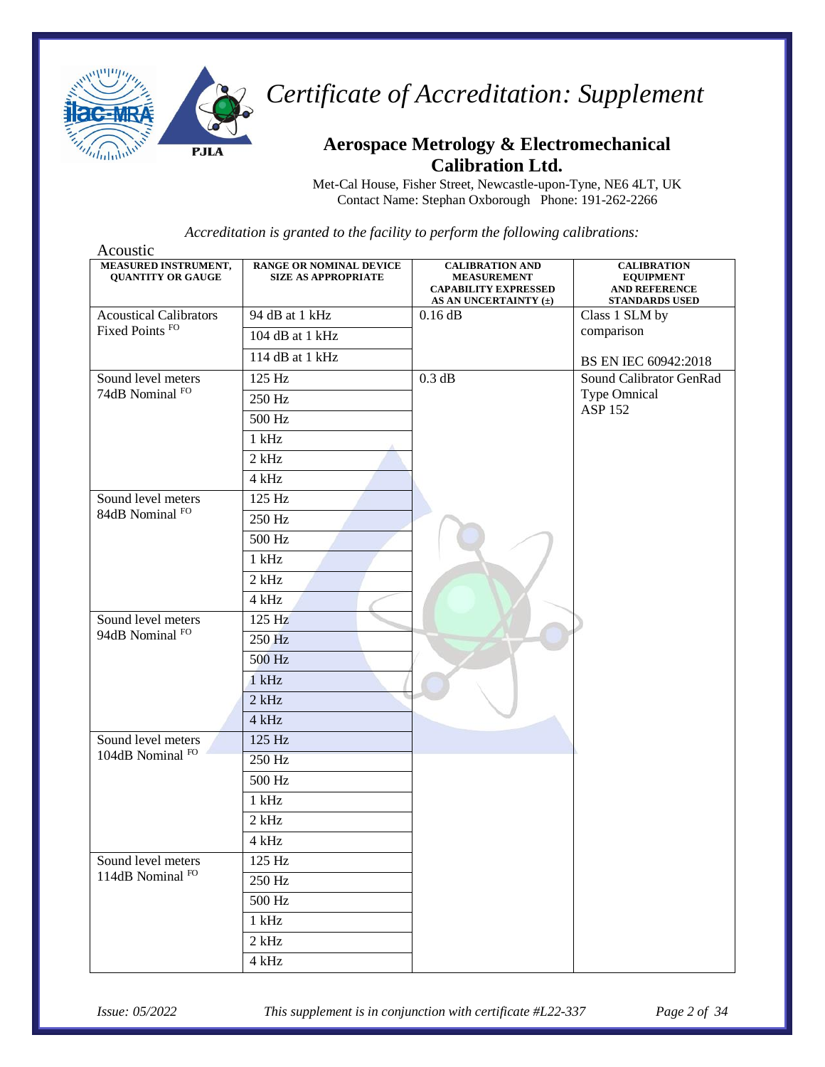# Certificate of Accreditation: Supplement

## Aerospace Metrology & Electromechanical Calibration Ltd.

Met-Cal House, Fisher Street, Newcastle-upon-Tyne, NE6 4LT, UK
Contact Name: Stephan Oxborough Phone: 191-262-2266

*Accreditation is granted to the facility to perform the following calibrations:*

Acoustic

| MEASURED INSTRUMENT, QUANTITY OR GAUGE | RANGE OR NOMINAL DEVICE SIZE AS APPROPRIATE | CALIBRATION AND MEASUREMENT CAPABILITY EXPRESSED AS AN UNCERTAINTY (±) | CALIBRATION EQUIPMENT AND REFERENCE STANDARDS USED |
|---|---|---|---|
| Acoustical Calibrators Fixed Points [FO] | 94 dB at 1 kHz | 0.16 dB | Class 1 SLM by comparison |
| | 104 dB at 1 kHz | | |
| | 114 dB at 1 kHz | | BS EN IEC 60942:2018 |
| Sound level meters 74dB Nominal [FO] | 125 Hz | 0.3 dB | Sound Calibrator GenRad Type Omnical ASP 152 |
| | 250 Hz | | |
| | 500 Hz | | |
| | 1 kHz | | |
| | 2 kHz | | |
| | 4 kHz | | |
| Sound level meters 84dB Nominal [FO] | 125 Hz | | |
| | 250 Hz | | |
| | 500 Hz | | |
| | 1 kHz | | |
| | 2 kHz | | |
| | 4 kHz | | |
| Sound level meters 94dB Nominal [FO] | 125 Hz | | |
| | 250 Hz | | |
| | 500 Hz | | |
| | 1 kHz | | |
| | 2 kHz | | |
| | 4 kHz | | |
| Sound level meters 104dB Nominal [FO] | 125 Hz | | |
| | 250 Hz | | |
| | 500 Hz | | |
| | 1 kHz | | |
| | 2 kHz | | |
| | 4 kHz | | |
| Sound level meters 114dB Nominal [FO] | 125 Hz | | |
| | 250 Hz | | |
| | 500 Hz | | |
| | 1 kHz | | |
| | 2 kHz | | |
| | 4 kHz | | |

*Issue: 05/2022* *This supplement is in conjunction with certificate #L22-337*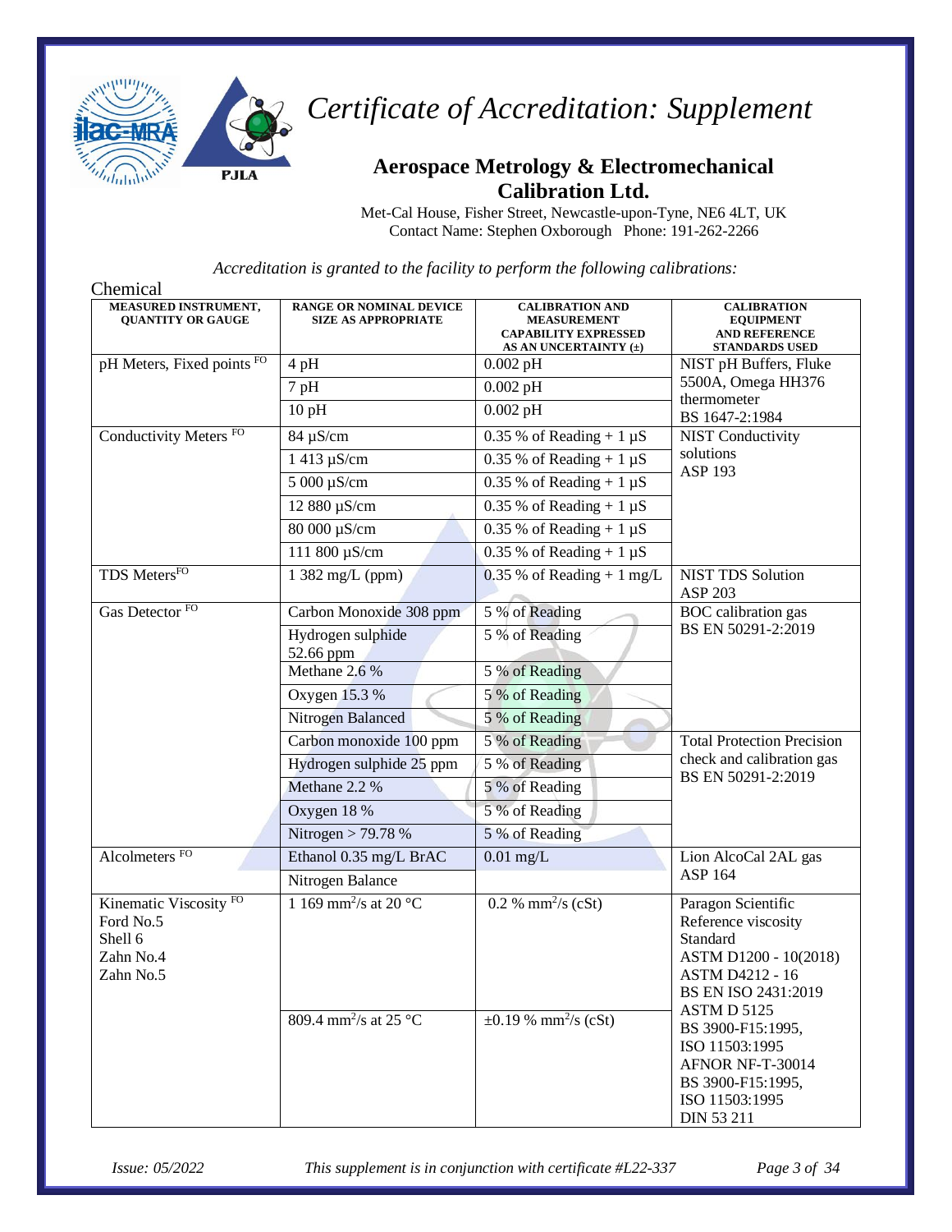# Certificate of Accreditation: Supplement

## Aerospace Metrology & Electromechanical Calibration Ltd.

Met-Cal House, Fisher Street, Newcastle-upon-Tyne, NE6 4LT, UK
Contact Name: Stephen Oxborough Phone: 191-262-2266

*Accreditation is granted to the facility to perform the following calibrations:*

Chemical

| MEASURED INSTRUMENT, QUANTITY OR GAUGE | RANGE OR NOMINAL DEVICE SIZE AS APPROPRIATE | CALIBRATION AND MEASUREMENT CAPABILITY EXPRESSED AS AN UNCERTAINTY (±) | CALIBRATION EQUIPMENT AND REFERENCE STANDARDS USED |
|---|---|---|---|
| pH Meters, Fixed points FO | 4 pH | 0.002 pH | NIST pH Buffers, Fluke 5500A, Omega HH376 thermometer BS 1647-2:1984 |
| | 7 pH | 0.002 pH | |
| | 10 pH | 0.002 pH | |
| Conductivity Meters FO | 84 µS/cm | 0.35 % of Reading + 1 µS | NIST Conductivity solutions ASP 193 |
| | 1 413 µS/cm | 0.35 % of Reading + 1 µS | |
| | 5 000 µS/cm | 0.35 % of Reading + 1 µS | |
| | 12 880 µS/cm | 0.35 % of Reading + 1 µS | |
| | 80 000 µS/cm | 0.35 % of Reading + 1 µS | |
| | 111 800 µS/cm | 0.35 % of Reading + 1 µS | |
| TDS Meters FO | 1 382 mg/L (ppm) | 0.35 % of Reading + 1 mg/L | NIST TDS Solution ASP 203 |
| Gas Detector FO | Carbon Monoxide 308 ppm | 5 % of Reading | BOC calibration gas BS EN 50291-2:2019 |
| | Hydrogen sulphide 52.66 ppm | 5 % of Reading | |
| | Methane 2.6 % | 5 % of Reading | |
| | Oxygen 15.3 % | 5 % of Reading | |
| | Nitrogen Balanced | 5 % of Reading | |
| | Carbon monoxide 100 ppm | 5 % of Reading | Total Protection Precision check and calibration gas BS EN 50291-2:2019 |
| | Hydrogen sulphide 25 ppm | 5 % of Reading | |
| | Methane 2.2 % | 5 % of Reading | |
| | Oxygen 18 % | 5 % of Reading | |
| | Nitrogen > 79.78 % | 5 % of Reading | |
| Alcolmeters FO | Ethanol 0.35 mg/L BrAC | 0.01 mg/L | Lion AlcoCal 2AL gas ASP 164 |
| | Nitrogen Balance | | |
| Kinematic Viscosity FO Ford No.5 Shell 6 Zahn No.4 Zahn No.5 | 1 169 mm²/s at 20 °C | 0.2 % mm²/s (cSt) | Paragon Scientific Reference viscosity Standard ASTM D1200 - 10(2018) ASTM D4212 - 16 BS EN ISO 2431:2019 ASTM D 5125 BS 3900-F15:1995, ISO 11503:1995 AFNOR NF-T-30014 BS 3900-F15:1995, ISO 11503:1995 DIN 53 211 |
| | 809.4 mm²/s at 25 °C | ±0.19 % mm²/s (cSt) | |

*Issue: 05/2022* *This supplement is in conjunction with certificate #L22-337*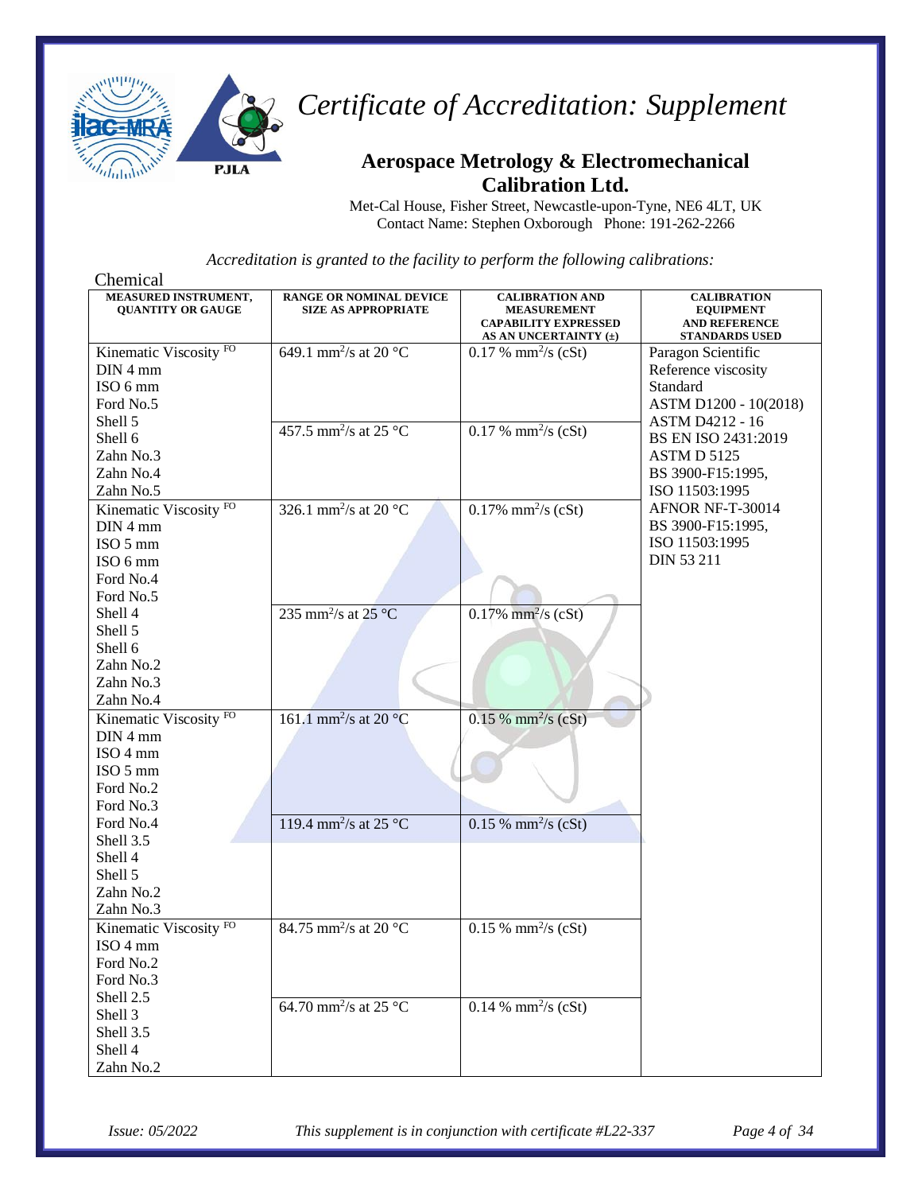# *Certificate of Accreditation: Supplement*

## Aerospace Metrology & Electromechanical Calibration Ltd.

Met-Cal House, Fisher Street, Newcastle-upon-Tyne, NE6 4LT, UK
Contact Name: Stephen Oxborough Phone: 191-262-2266

*Accreditation is granted to the facility to perform the following calibrations:*

Chemical

| MEASURED INSTRUMENT, QUANTITY OR GAUGE | RANGE OR NOMINAL DEVICE SIZE AS APPROPRIATE | CALIBRATION AND MEASUREMENT CAPABILITY EXPRESSED AS AN UNCERTAINTY (±) | CALIBRATION EQUIPMENT AND REFERENCE STANDARDS USED |
|---|---|---|---|
| Kinematic Viscosity [FO]<br>DIN 4 mm<br>ISO 6 mm<br>Ford No.5<br>Shell 5<br>Shell 6<br>Zahn No.3<br>Zahn No.4<br>Zahn No.5 | 649.1 $mm^2/s$ at 20 °C | 0.17 % $mm^2/s$ (cSt) | Paragon Scientific Reference viscosity Standard<br>ASTM D1200 - 10(2018)<br>ASTM D4212 - 16<br>BS EN ISO 2431:2019<br>ASTM D 5125<br>BS 3900-F15:1995,<br>ISO 11503:1995<br>AFNOR NF-T-30014<br>BS 3900-F15:1995,<br>ISO 11503:1995<br>DIN 53 211 |
| | 457.5 $mm^2/s$ at 25 °C | 0.17 % $mm^2/s$ (cSt) | |
| Kinematic Viscosity [FO]<br>DIN 4 mm<br>ISO 5 mm<br>ISO 6 mm<br>Ford No.4<br>Ford No.5<br>Shell 4<br>Shell 5<br>Shell 6<br>Zahn No.2<br>Zahn No.3<br>Zahn No.4 | 326.1 $mm^2/s$ at 20 °C | 0.17% $mm^2/s$ (cSt) | |
| | 235 $mm^2/s$ at 25 °C | 0.17% $mm^2/s$ (cSt) | |
| Kinematic Viscosity [FO]<br>DIN 4 mm<br>ISO 4 mm<br>ISO 5 mm<br>Ford No.2<br>Ford No.3<br>Ford No.4<br>Shell 3.5<br>Shell 4<br>Shell 5<br>Zahn No.2<br>Zahn No.3 | 161.1 $mm^2/s$ at 20 °C | 0.15 % $mm^2/s$ (cSt) | |
| | 119.4 $mm^2/s$ at 25 °C | 0.15 % $mm^2/s$ (cSt) | |
| Kinematic Viscosity [FO]<br>ISO 4 mm<br>Ford No.2<br>Ford No.3<br>Shell 2.5<br>Shell 3<br>Shell 3.5<br>Shell 4<br>Zahn No.2 | 84.75 $mm^2/s$ at 20 °C | 0.15 % $mm^2/s$ (cSt) | |
| | 64.70 $mm^2/s$ at 25 °C | 0.14 % $mm^2/s$ (cSt) | |

*Issue: 05/2022* *This supplement is in conjunction with certificate #L22-337*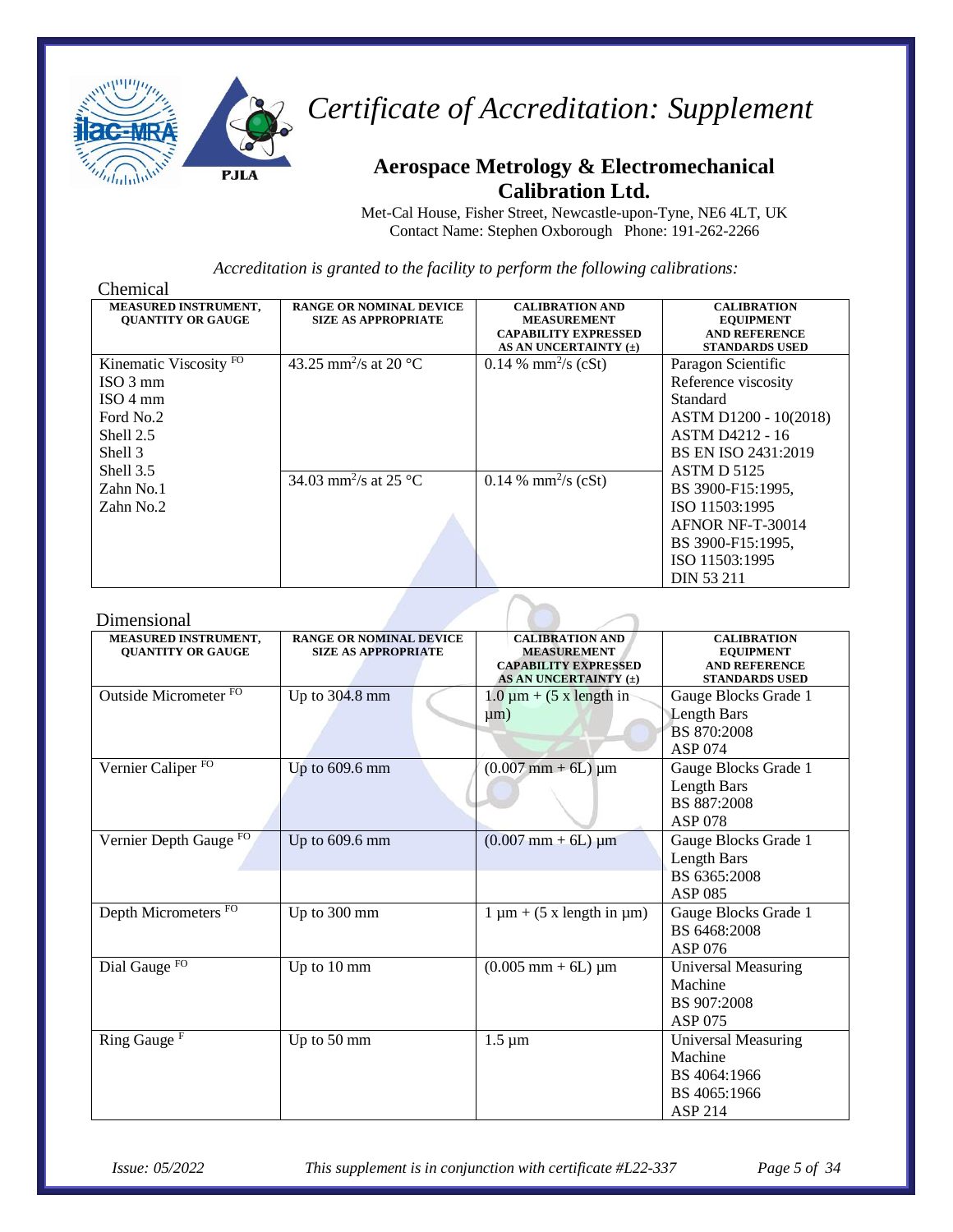# Certificate of Accreditation: Supplement

## Aerospace Metrology & Electromechanical Calibration Ltd.

Met-Cal House, Fisher Street, Newcastle-upon-Tyne, NE6 4LT, UK
Contact Name: Stephen Oxborough Phone: 191-262-2266

*Accreditation is granted to the facility to perform the following calibrations:*

### Chemical

| MEASURED INSTRUMENT, QUANTITY OR GAUGE | RANGE OR NOMINAL DEVICE SIZE AS APPROPRIATE | CALIBRATION AND MEASUREMENT CAPABILITY EXPRESSED AS AN UNCERTAINTY (±) | CALIBRATION EQUIPMENT AND REFERENCE STANDARDS USED |
|---|---|---|---|
| Kinematic Viscosity FO<br>ISO 3 mm<br>ISO 4 mm<br>Ford No.2<br>Shell 2.5<br>Shell 3<br>Shell 3.5<br>Zahn No.1<br>Zahn No.2 | 43.25 $mm^2/s$ at 20 °C<br><br>34.03 $mm^2/s$ at 25 °C | 0.14 % $mm^2/s$ (cSt)<br><br>0.14 % $mm^2/s$ (cSt) | Paragon Scientific Reference viscosity Standard<br>ASTM D1200 - 10(2018)<br>ASTM D4212 - 16<br>BS EN ISO 2431:2019<br>ASTM D 5125<br>BS 3900-F15:1995,<br>ISO 11503:1995<br>AFNOR NF-T-30014<br>BS 3900-F15:1995,<br>ISO 11503:1995<br>DIN 53 211 |

### Dimensional

| MEASURED INSTRUMENT, QUANTITY OR GAUGE | RANGE OR NOMINAL DEVICE SIZE AS APPROPRIATE | CALIBRATION AND MEASUREMENT CAPABILITY EXPRESSED AS AN UNCERTAINTY (±) | CALIBRATION EQUIPMENT AND REFERENCE STANDARDS USED |
|---|---|---|---|
| Outside Micrometer FO | Up to 304.8 mm | 1.0 µm + (5 x length in µm) | Gauge Blocks Grade 1<br>Length Bars<br>BS 870:2008<br>ASP 074 |
| Vernier Caliper FO | Up to 609.6 mm | (0.007 mm + 6L) µm | Gauge Blocks Grade 1<br>Length Bars<br>BS 887:2008<br>ASP 078 |
| Vernier Depth Gauge FO | Up to 609.6 mm | (0.007 mm + 6L) µm | Gauge Blocks Grade 1<br>Length Bars<br>BS 6365:2008<br>ASP 085 |
| Depth Micrometers FO | Up to 300 mm | 1 µm + (5 x length in µm) | Gauge Blocks Grade 1<br>BS 6468:2008<br>ASP 076 |
| Dial Gauge FO | Up to 10 mm | (0.005 mm + 6L) µm | Universal Measuring Machine<br>BS 907:2008<br>ASP 075 |
| Ring Gauge F | Up to 50 mm | 1.5 µm | Universal Measuring Machine<br>BS 4064:1966<br>BS 4065:1966<br>ASP 214 |

*Issue: 05/2022* *This supplement is in conjunction with certificate #L22-337*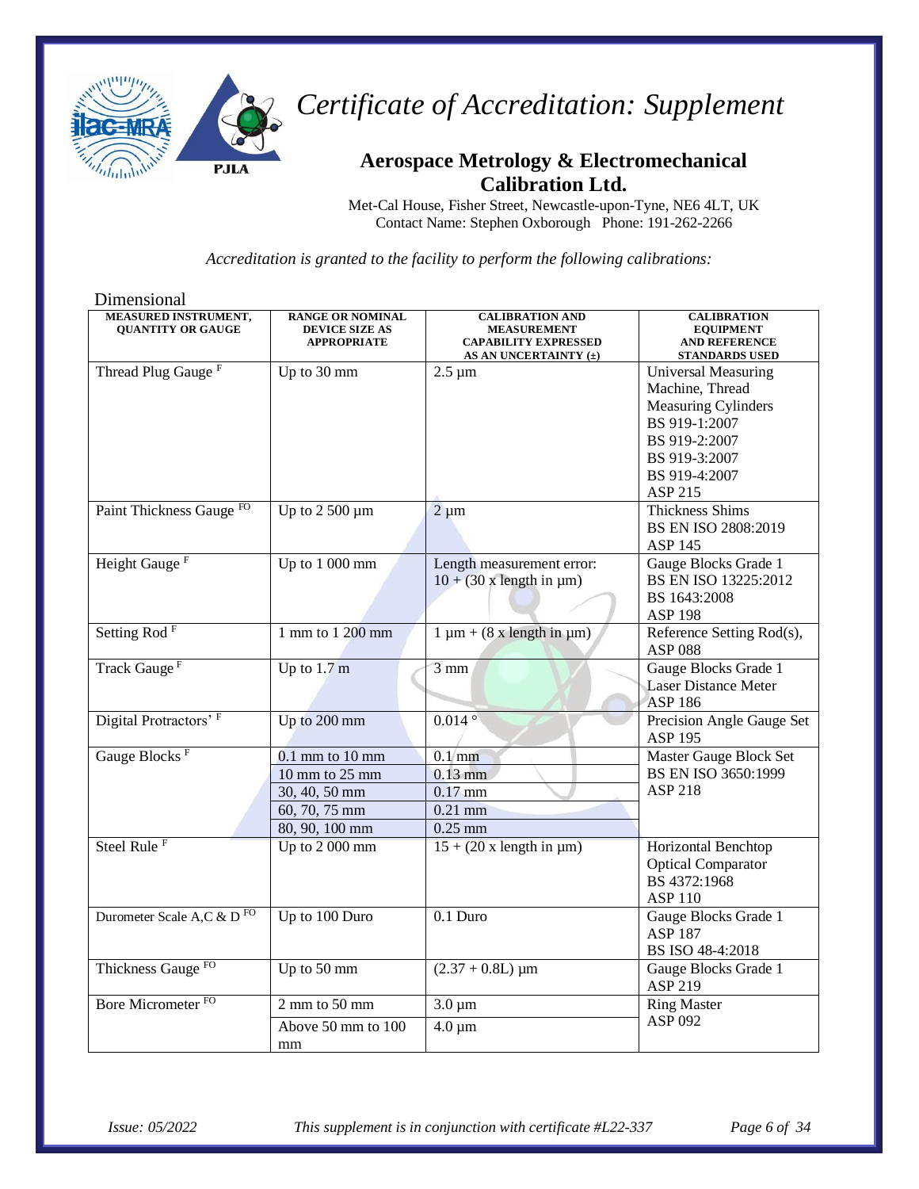# Certificate of Accreditation: Supplement

## Aerospace Metrology & Electromechanical Calibration Ltd.

Met-Cal House, Fisher Street, Newcastle-upon-Tyne, NE6 4LT, UK
Contact Name: Stephen Oxborough Phone: 191-262-2266

*Accreditation is granted to the facility to perform the following calibrations:*

Dimensional

| MEASURED INSTRUMENT, QUANTITY OR GAUGE | RANGE OR NOMINAL DEVICE SIZE AS APPROPRIATE | CALIBRATION AND MEASUREMENT CAPABILITY EXPRESSED AS AN UNCERTAINTY (±) | CALIBRATION EQUIPMENT AND REFERENCE STANDARDS USED |
|---|---|---|---|
| Thread Plug Gauge [F] | Up to 30 mm | 2.5 µm | Universal Measuring Machine, Thread Measuring Cylinders BS 919-1:2007 BS 919-2:2007 BS 919-3:2007 BS 919-4:2007 ASP 215 |
| Paint Thickness Gauge [FO] | Up to 2 500 µm | 2 µm | Thickness Shims BS EN ISO 2808:2019 ASP 145 |
| Height Gauge [F] | Up to 1 000 mm | Length measurement error: 10 + (30 x length in µm) | Gauge Blocks Grade 1 BS EN ISO 13225:2012 BS 1643:2008 ASP 198 |
| Setting Rod [F] | 1 mm to 1 200 mm | 1 µm + (8 x length in µm) | Reference Setting Rod(s), ASP 088 |
| Track Gauge [F] | Up to 1.7 m | 3 mm | Gauge Blocks Grade 1 Laser Distance Meter ASP 186 |
| Digital Protractors' [F] | Up to 200 mm | 0.014 ° | Precision Angle Gauge Set ASP 195 |
| Gauge Blocks [F] | 0.1 mm to 10 mm | 0.1 mm | Master Gauge Block Set BS EN ISO 3650:1999 ASP 218 |
| | 10 mm to 25 mm | 0.13 mm | |
| | 30, 40, 50 mm | 0.17 mm | |
| | 60, 70, 75 mm | 0.21 mm | |
| | 80, 90, 100 mm | 0.25 mm | |
| Steel Rule [F] | Up to 2 000 mm | 15 + (20 x length in µm) | Horizontal Benchtop Optical Comparator BS 4372:1968 ASP 110 |
| Durometer Scale A,C & D [FO] | Up to 100 Duro | 0.1 Duro | Gauge Blocks Grade 1 ASP 187 BS ISO 48-4:2018 |
| Thickness Gauge [FO] | Up to 50 mm | (2.37 + 0.8L) µm | Gauge Blocks Grade 1 ASP 219 |
| Bore Micrometer [FO] | 2 mm to 50 mm | 3.0 µm | Ring Master ASP 092 |
| | Above 50 mm to 100 mm | 4.0 µm | |

*Issue: 05/2022* *This supplement is in conjunction with certificate #L22-337*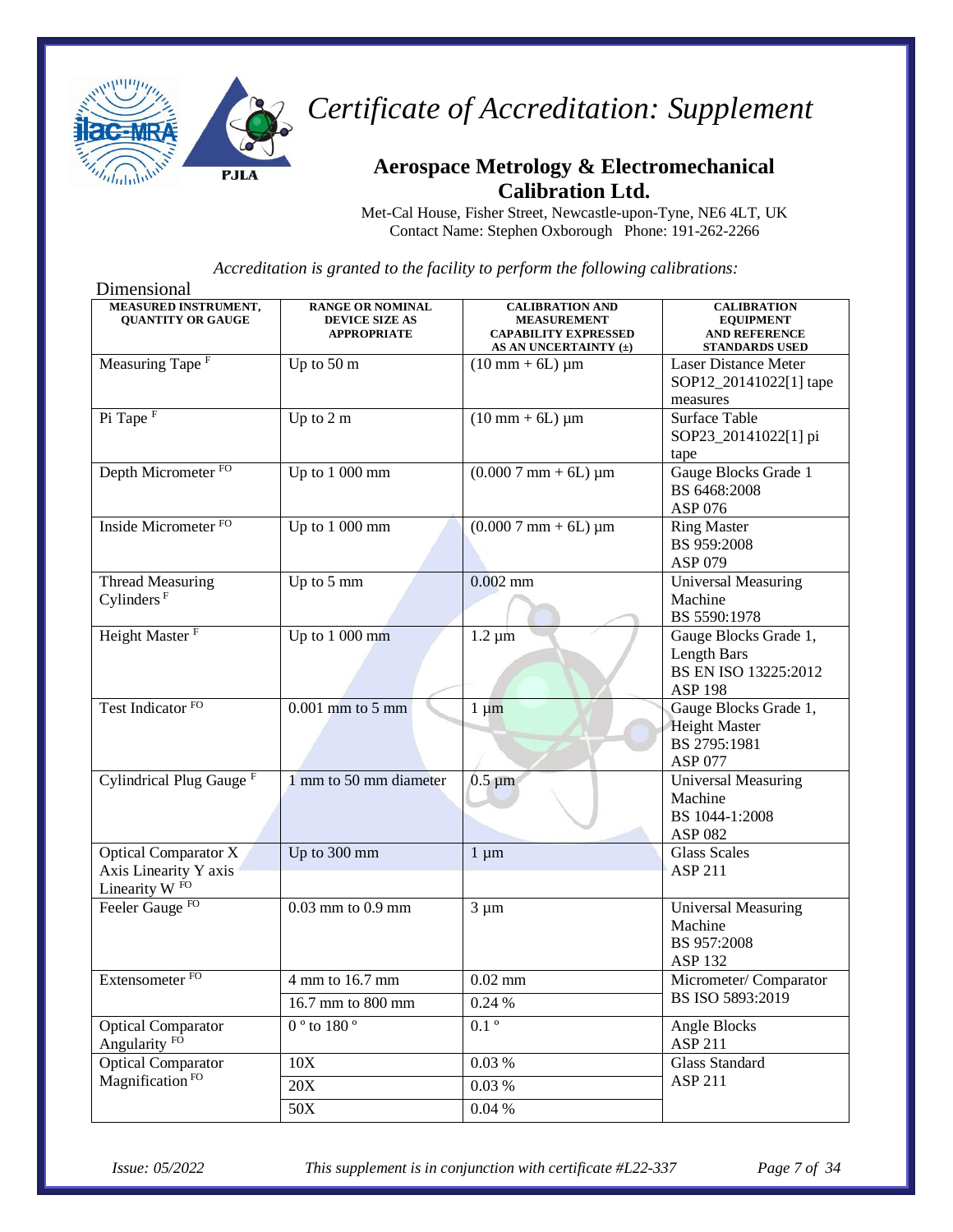# Certificate of Accreditation: Supplement

## Aerospace Metrology & Electromechanical Calibration Ltd.

Met-Cal House, Fisher Street, Newcastle-upon-Tyne, NE6 4LT, UK
Contact Name: Stephen Oxborough Phone: 191-262-2266

*Accreditation is granted to the facility to perform the following calibrations:*

Dimensional

| MEASURED INSTRUMENT, QUANTITY OR GAUGE | RANGE OR NOMINAL DEVICE SIZE AS APPROPRIATE | CALIBRATION AND MEASUREMENT CAPABILITY EXPRESSED AS AN UNCERTAINTY (±) | CALIBRATION EQUIPMENT AND REFERENCE STANDARDS USED |
|---|---|---|---|
| Measuring Tape [F] | Up to 50 m | (10 mm + 6L) µm | Laser Distance Meter SOP12_20141022[1] tape measures |
| Pi Tape [F] | Up to 2 m | (10 mm + 6L) µm | Surface Table SOP23_20141022[1] pi tape |
| Depth Micrometer [FO] | Up to 1 000 mm | (0.000 7 mm + 6L) µm | Gauge Blocks Grade 1 BS 6468:2008 ASP 076 |
| Inside Micrometer [FO] | Up to 1 000 mm | (0.000 7 mm + 6L) µm | Ring Master BS 959:2008 ASP 079 |
| Thread Measuring Cylinders [F] | Up to 5 mm | 0.002 mm | Universal Measuring Machine BS 5590:1978 |
| Height Master [F] | Up to 1 000 mm | 1.2 µm | Gauge Blocks Grade 1, Length Bars BS EN ISO 13225:2012 ASP 198 |
| Test Indicator [FO] | 0.001 mm to 5 mm | 1 µm | Gauge Blocks Grade 1, Height Master BS 2795:1981 ASP 077 |
| Cylindrical Plug Gauge [F] | 1 mm to 50 mm diameter | 0.5 µm | Universal Measuring Machine BS 1044-1:2008 ASP 082 |
| Optical Comparator X Axis Linearity Y axis Linearity W [FO] | Up to 300 mm | 1 µm | Glass Scales ASP 211 |
| Feeler Gauge [FO] | 0.03 mm to 0.9 mm | 3 µm | Universal Measuring Machine BS 957:2008 ASP 132 |
| Extensometer [FO] | 4 mm to 16.7 mm | 0.02 mm | Micrometer/ Comparator BS ISO 5893:2019 |
| | 16.7 mm to 800 mm | 0.24 % | |
| Optical Comparator Angularity [FO] | 0 ° to 180 ° | 0.1 ° | Angle Blocks ASP 211 |
| Optical Comparator Magnification [FO] | 10X | 0.03 % | Glass Standard ASP 211 |
| | 20X | 0.03 % | |
| | 50X | 0.04 % | |

*Issue: 05/2022* *This supplement is in conjunction with certificate #L22-337*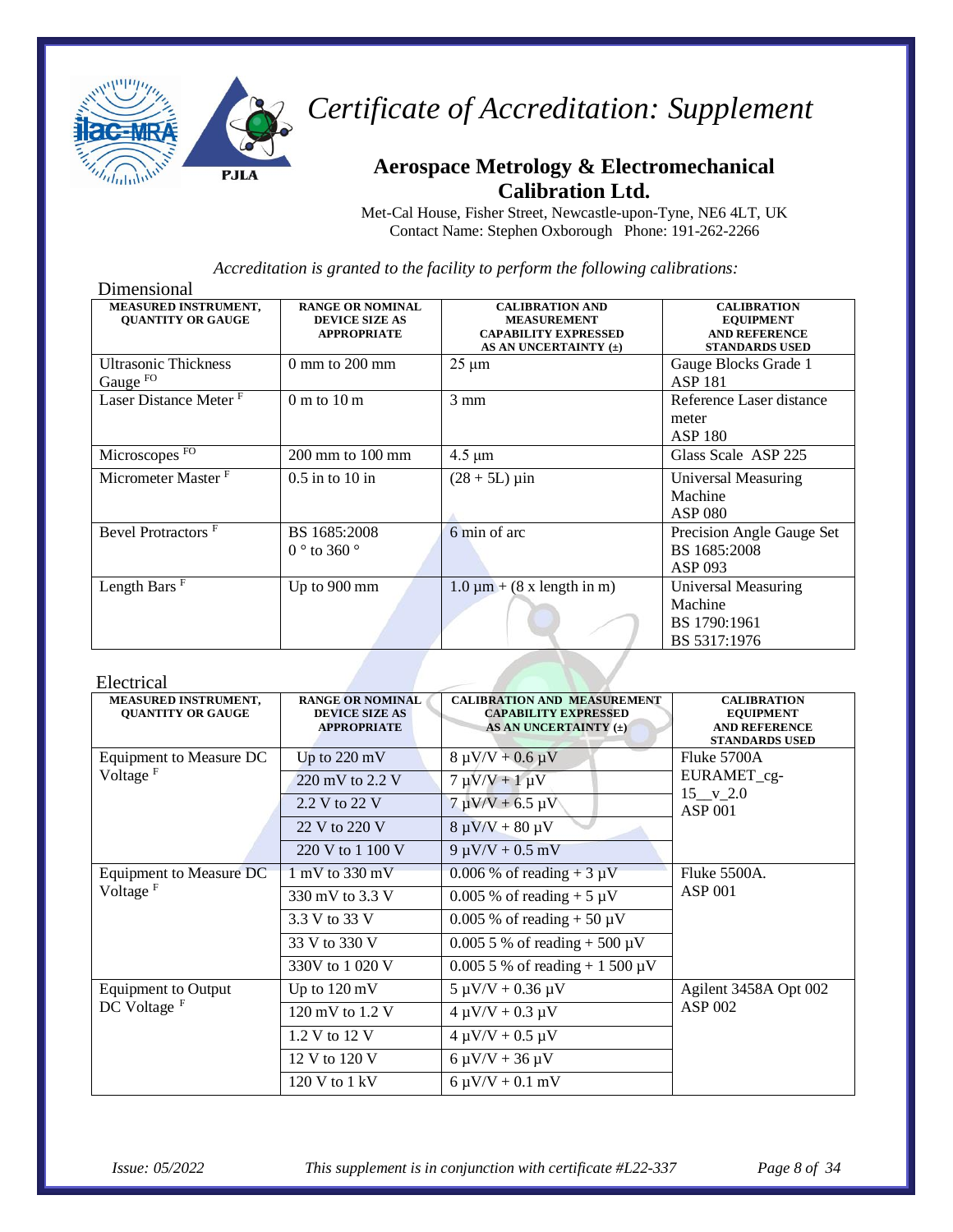# Certificate of Accreditation: Supplement

## Aerospace Metrology & Electromechanical Calibration Ltd.

Met-Cal House, Fisher Street, Newcastle-upon-Tyne, NE6 4LT, UK
Contact Name: Stephen Oxborough Phone: 191-262-2266

*Accreditation is granted to the facility to perform the following calibrations:*

### Dimensional

| MEASURED INSTRUMENT, QUANTITY OR GAUGE | RANGE OR NOMINAL DEVICE SIZE AS APPROPRIATE | CALIBRATION AND MEASUREMENT CAPABILITY EXPRESSED AS AN UNCERTAINTY (±) | CALIBRATION EQUIPMENT AND REFERENCE STANDARDS USED |
|---|---|---|---|
| Ultrasonic Thickness Gauge [FO] | 0 mm to 200 mm | 25 µm | Gauge Blocks Grade 1 ASP 181 |
| Laser Distance Meter [F] | 0 m to 10 m | 3 mm | Reference Laser distance meter ASP 180 |
| Microscopes [FO] | 200 mm to 100 mm | 4.5 µm | Glass Scale ASP 225 |
| Micrometer Master [F] | 0.5 in to 10 in | (28 + 5L) µin | Universal Measuring Machine ASP 080 |
| Bevel Protractors [F] | BS 1685:2008 0 ° to 360 ° | 6 min of arc | Precision Angle Gauge Set BS 1685:2008 ASP 093 |
| Length Bars [F] | Up to 900 mm | 1.0 µm + (8 x length in m) | Universal Measuring Machine BS 1790:1961 BS 5317:1976 |

### Electrical

| MEASURED INSTRUMENT, QUANTITY OR GAUGE | RANGE OR NOMINAL DEVICE SIZE AS APPROPRIATE | CALIBRATION AND MEASUREMENT CAPABILITY EXPRESSED AS AN UNCERTAINTY (±) | CALIBRATION EQUIPMENT AND REFERENCE STANDARDS USED |
|---|---|---|---|
| Equipment to Measure DC Voltage [F] | Up to 220 mV | 8 µV/V + 0.6 µV | Fluke 5700A EURAMET_cg-15__v_2.0 ASP 001 |
| | 220 mV to 2.2 V | 7 µV/V + 1 µV | |
| | 2.2 V to 22 V | 7 µV/V + 6.5 µV | |
| | 22 V to 220 V | 8 µV/V + 80 µV | |
| | 220 V to 1 100 V | 9 µV/V + 0.5 mV | |
| Equipment to Measure DC Voltage [F] | 1 mV to 330 mV | 0.006 % of reading + 3 µV | Fluke 5500A. ASP 001 |
| | 330 mV to 3.3 V | 0.005 % of reading + 5 µV | |
| | 3.3 V to 33 V | 0.005 % of reading + 50 µV | |
| | 33 V to 330 V | 0.005 5 % of reading + 500 µV | |
| | 330V to 1 020 V | 0.005 5 % of reading + 1 500 µV | |
| Equipment to Output DC Voltage [F] | Up to 120 mV | 5 µV/V + 0.36 µV | Agilent 3458A Opt 002 ASP 002 |
| | 120 mV to 1.2 V | 4 µV/V + 0.3 µV | |
| | 1.2 V to 12 V | 4 µV/V + 0.5 µV | |
| | 12 V to 120 V | 6 µV/V + 36 µV | |
| | 120 V to 1 kV | 6 µV/V + 0.1 mV | |

*Issue: 05/2022* *This supplement is in conjunction with certificate #L22-337*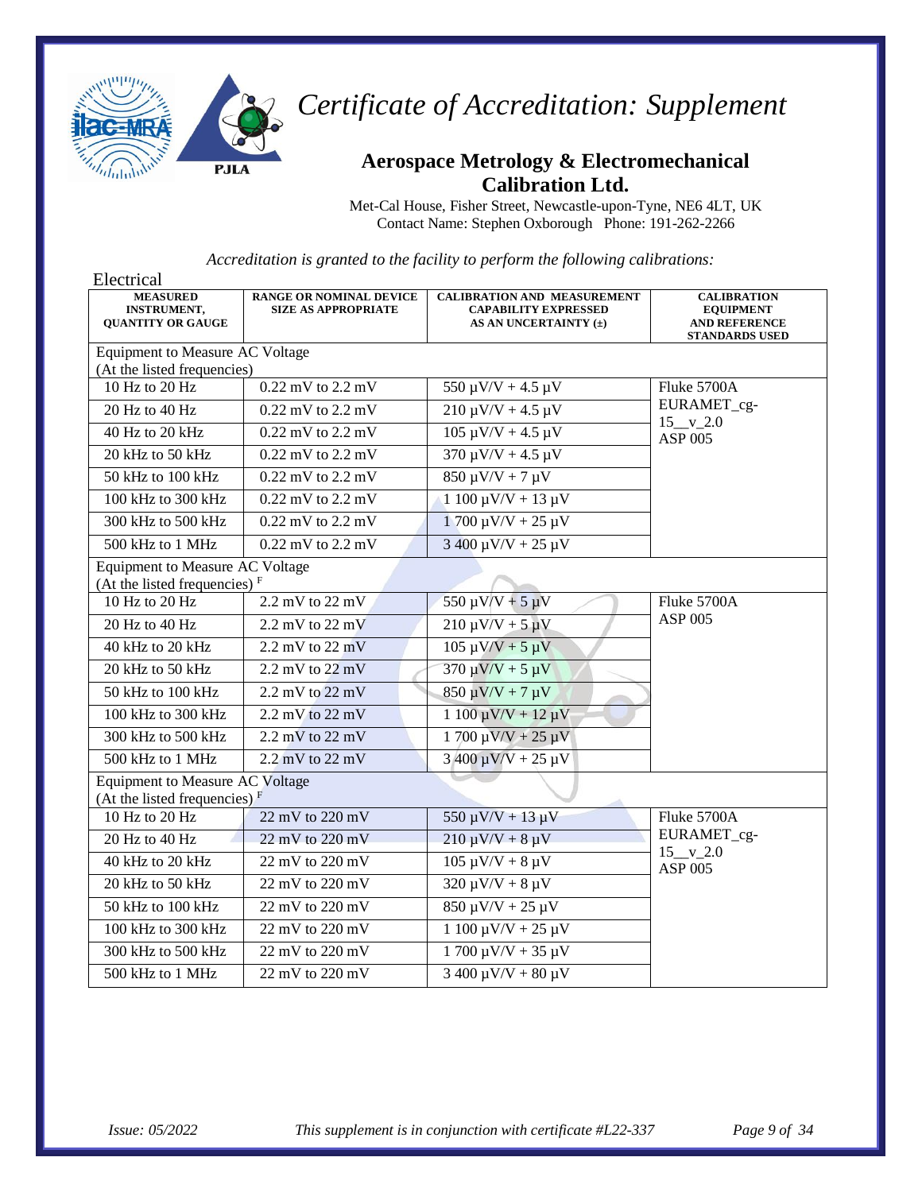# Certificate of Accreditation: Supplement

## Aerospace Metrology & Electromechanical Calibration Ltd.

Met-Cal House, Fisher Street, Newcastle-upon-Tyne, NE6 4LT, UK
Contact Name: Stephen Oxborough Phone: 191-262-2266

*Accreditation is granted to the facility to perform the following calibrations:*

Electrical

| MEASURED INSTRUMENT, QUANTITY OR GAUGE | RANGE OR NOMINAL DEVICE SIZE AS APPROPRIATE | CALIBRATION AND MEASUREMENT CAPABILITY EXPRESSED AS AN UNCERTAINTY (±) | CALIBRATION EQUIPMENT AND REFERENCE STANDARDS USED |
|---|---|---|---|
| Equipment to Measure AC Voltage (At the listed frequencies) | | | |
| 10 Hz to 20 Hz | 0.22 mV to 2.2 mV | 550 µV/V + 4.5 µV | Fluke 5700A EURAMET_cg-15__v_2.0 ASP 005 |
| 20 Hz to 40 Hz | 0.22 mV to 2.2 mV | 210 µV/V + 4.5 µV | |
| 40 Hz to 20 kHz | 0.22 mV to 2.2 mV | 105 µV/V + 4.5 µV | |
| 20 kHz to 50 kHz | 0.22 mV to 2.2 mV | 370 µV/V + 4.5 µV | |
| 50 kHz to 100 kHz | 0.22 mV to 2.2 mV | 850 µV/V + 7 µV | |
| 100 kHz to 300 kHz | 0.22 mV to 2.2 mV | 1 100 µV/V + 13 µV | |
| 300 kHz to 500 kHz | 0.22 mV to 2.2 mV | 1 700 µV/V + 25 µV | |
| 500 kHz to 1 MHz | 0.22 mV to 2.2 mV | 3 400 µV/V + 25 µV | |
| Equipment to Measure AC Voltage (At the listed frequencies) [F] | | | |
| 10 Hz to 20 Hz | 2.2 mV to 22 mV | 550 µV/V + 5 µV | Fluke 5700A ASP 005 |
| 20 Hz to 40 Hz | 2.2 mV to 22 mV | 210 µV/V + 5 µV | |
| 40 kHz to 20 kHz | 2.2 mV to 22 mV | 105 µV/V + 5 µV | |
| 20 kHz to 50 kHz | 2.2 mV to 22 mV | 370 µV/V + 5 µV | |
| 50 kHz to 100 kHz | 2.2 mV to 22 mV | 850 µV/V + 7 µV | |
| 100 kHz to 300 kHz | 2.2 mV to 22 mV | 1 100 µV/V + 12 µV | |
| 300 kHz to 500 kHz | 2.2 mV to 22 mV | 1 700 µV/V + 25 µV | |
| 500 kHz to 1 MHz | 2.2 mV to 22 mV | 3 400 µV/V + 25 µV | |
| Equipment to Measure AC Voltage (At the listed frequencies) [F] | | | |
| 10 Hz to 20 Hz | 22 mV to 220 mV | 550 µV/V + 13 µV | Fluke 5700A EURAMET_cg-15__v_2.0 ASP 005 |
| 20 Hz to 40 Hz | 22 mV to 220 mV | 210 µV/V + 8 µV | |
| 40 kHz to 20 kHz | 22 mV to 220 mV | 105 µV/V + 8 µV | |
| 20 kHz to 50 kHz | 22 mV to 220 mV | 320 µV/V + 8 µV | |
| 50 kHz to 100 kHz | 22 mV to 220 mV | 850 µV/V + 25 µV | |
| 100 kHz to 300 kHz | 22 mV to 220 mV | 1 100 µV/V + 25 µV | |
| 300 kHz to 500 kHz | 22 mV to 220 mV | 1 700 µV/V + 35 µV | |
| 500 kHz to 1 MHz | 22 mV to 220 mV | 3 400 µV/V + 80 µV | |

*Issue: 05/2022* *This supplement is in conjunction with certificate #L22-337*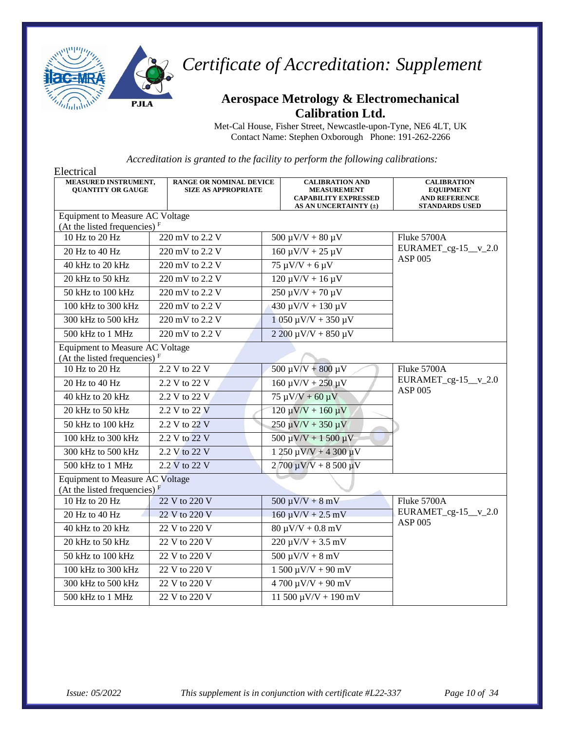# Certificate of Accreditation: Supplement

## Aerospace Metrology & Electromechanical Calibration Ltd.

Met-Cal House, Fisher Street, Newcastle-upon-Tyne, NE6 4LT, UK
Contact Name: Stephen Oxborough Phone: 191-262-2266

*Accreditation is granted to the facility to perform the following calibrations:*

Electrical

| MEASURED INSTRUMENT, QUANTITY OR GAUGE | RANGE OR NOMINAL DEVICE SIZE AS APPROPRIATE | CALIBRATION AND MEASUREMENT CAPABILITY EXPRESSED AS AN UNCERTAINTY (±) | CALIBRATION EQUIPMENT AND REFERENCE STANDARDS USED |
|---|---|---|---|
| Equipment to Measure AC Voltage (At the listed frequencies) F | | | |
| 10 Hz to 20 Hz | 220 mV to 2.2 V | 500 µV/V + 80 µV | Fluke 5700A EURAMET_cg-15__v_2.0 ASP 005 |
| 20 Hz to 40 Hz | 220 mV to 2.2 V | 160 µV/V + 25 µV | |
| 40 kHz to 20 kHz | 220 mV to 2.2 V | 75 µV/V + 6 µV | |
| 20 kHz to 50 kHz | 220 mV to 2.2 V | 120 µV/V + 16 µV | |
| 50 kHz to 100 kHz | 220 mV to 2.2 V | 250 µV/V + 70 µV | |
| 100 kHz to 300 kHz | 220 mV to 2.2 V | 430 µV/V + 130 µV | |
| 300 kHz to 500 kHz | 220 mV to 2.2 V | 1 050 µV/V + 350 µV | |
| 500 kHz to 1 MHz | 220 mV to 2.2 V | 2 200 µV/V + 850 µV | |
| Equipment to Measure AC Voltage (At the listed frequencies) F | | | |
| 10 Hz to 20 Hz | 2.2 V to 22 V | 500 µV/V + 800 µV | Fluke 5700A EURAMET_cg-15__v_2.0 ASP 005 |
| 20 Hz to 40 Hz | 2.2 V to 22 V | 160 µV/V + 250 µV | |
| 40 kHz to 20 kHz | 2.2 V to 22 V | 75 µV/V + 60 µV | |
| 20 kHz to 50 kHz | 2.2 V to 22 V | 120 µV/V + 160 µV | |
| 50 kHz to 100 kHz | 2.2 V to 22 V | 250 µV/V + 350 µV | |
| 100 kHz to 300 kHz | 2.2 V to 22 V | 500 µV/V + 1 500 µV | |
| 300 kHz to 500 kHz | 2.2 V to 22 V | 1 250 µV/V + 4 300 µV | |
| 500 kHz to 1 MHz | 2.2 V to 22 V | 2 700 µV/V + 8 500 µV | |
| Equipment to Measure AC Voltage (At the listed frequencies) F | | | |
| 10 Hz to 20 Hz | 22 V to 220 V | 500 µV/V + 8 mV | Fluke 5700A EURAMET_cg-15__v_2.0 ASP 005 |
| 20 Hz to 40 Hz | 22 V to 220 V | 160 µV/V + 2.5 mV | |
| 40 kHz to 20 kHz | 22 V to 220 V | 80 µV/V + 0.8 mV | |
| 20 kHz to 50 kHz | 22 V to 220 V | 220 µV/V + 3.5 mV | |
| 50 kHz to 100 kHz | 22 V to 220 V | 500 µV/V + 8 mV | |
| 100 kHz to 300 kHz | 22 V to 220 V | 1 500 µV/V + 90 mV | |
| 300 kHz to 500 kHz | 22 V to 220 V | 4 700 µV/V + 90 mV | |
| 500 kHz to 1 MHz | 22 V to 220 V | 11 500 µV/V + 190 mV | |

*Issue: 05/2022* *This supplement is in conjunction with certificate #L22-337*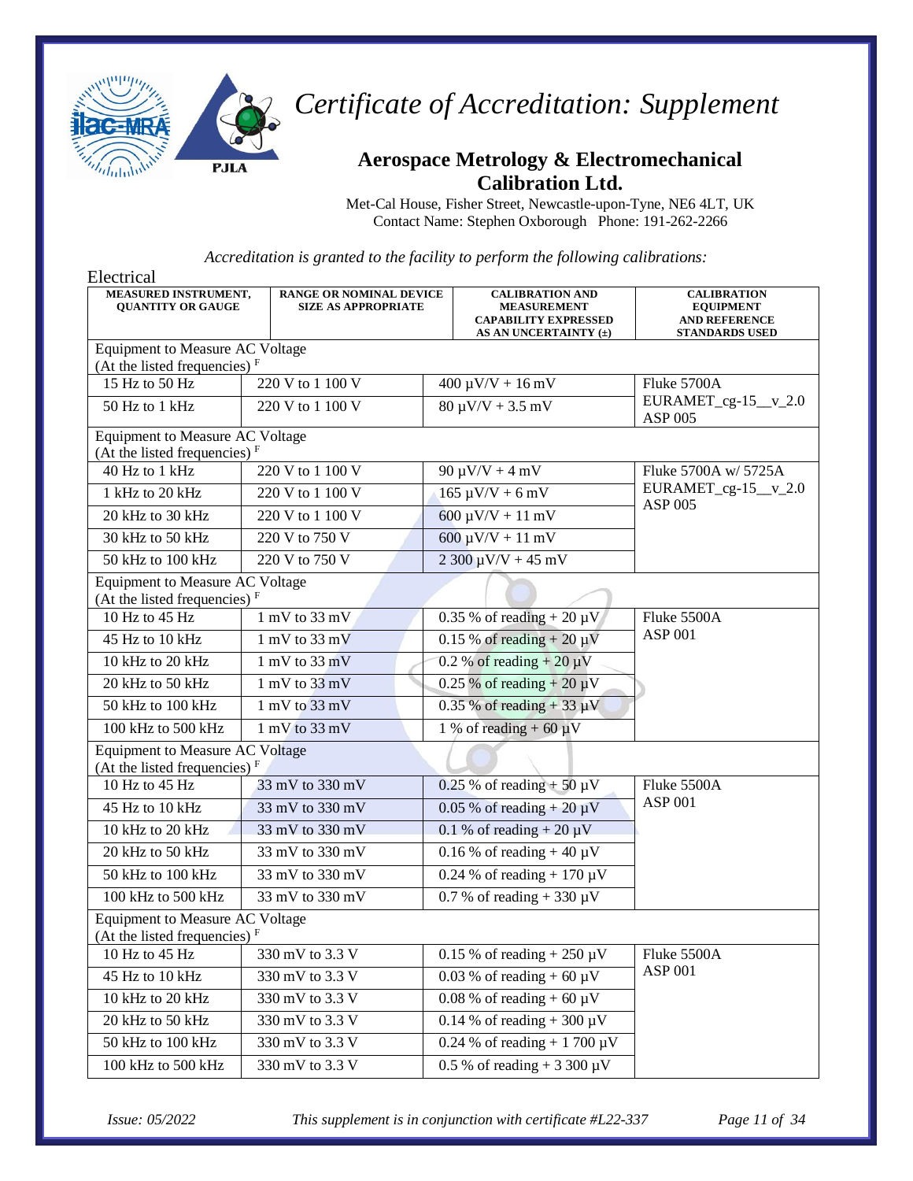# Certificate of Accreditation: Supplement

## Aerospace Metrology & Electromechanical Calibration Ltd.

Met-Cal House, Fisher Street, Newcastle-upon-Tyne, NE6 4LT, UK
Contact Name: Stephen Oxborough Phone: 191-262-2266

*Accreditation is granted to the facility to perform the following calibrations:*

Electrical

| MEASURED INSTRUMENT, QUANTITY OR GAUGE | RANGE OR NOMINAL DEVICE SIZE AS APPROPRIATE | CALIBRATION AND MEASUREMENT CAPABILITY EXPRESSED AS AN UNCERTAINTY (±) | CALIBRATION EQUIPMENT AND REFERENCE STANDARDS USED |
|---|---|---|---|
| Equipment to Measure AC Voltage (At the listed frequencies) F | | | |
| 15 Hz to 50 Hz | 220 V to 1 100 V | 400 µV/V + 16 mV | Fluke 5700A EURAMET_cg-15__v_2.0 ASP 005 |
| 50 Hz to 1 kHz | 220 V to 1 100 V | 80 µV/V + 3.5 mV | |
| Equipment to Measure AC Voltage (At the listed frequencies) F | | | |
| 40 Hz to 1 kHz | 220 V to 1 100 V | 90 µV/V + 4 mV | Fluke 5700A w/ 5725A EURAMET_cg-15__v_2.0 ASP 005 |
| 1 kHz to 20 kHz | 220 V to 1 100 V | 165 µV/V + 6 mV | |
| 20 kHz to 30 kHz | 220 V to 1 100 V | 600 µV/V + 11 mV | |
| 30 kHz to 50 kHz | 220 V to 750 V | 600 µV/V + 11 mV | |
| 50 kHz to 100 kHz | 220 V to 750 V | 2 300 µV/V + 45 mV | |
| Equipment to Measure AC Voltage (At the listed frequencies) F | | | |
| 10 Hz to 45 Hz | 1 mV to 33 mV | 0.35 % of reading + 20 µV | Fluke 5500A ASP 001 |
| 45 Hz to 10 kHz | 1 mV to 33 mV | 0.15 % of reading + 20 µV | |
| 10 kHz to 20 kHz | 1 mV to 33 mV | 0.2 % of reading + 20 µV | |
| 20 kHz to 50 kHz | 1 mV to 33 mV | 0.25 % of reading + 20 µV | |
| 50 kHz to 100 kHz | 1 mV to 33 mV | 0.35 % of reading + 33 µV | |
| 100 kHz to 500 kHz | 1 mV to 33 mV | 1 % of reading + 60 µV | |
| Equipment to Measure AC Voltage (At the listed frequencies) F | | | |
| 10 Hz to 45 Hz | 33 mV to 330 mV | 0.25 % of reading + 50 µV | Fluke 5500A ASP 001 |
| 45 Hz to 10 kHz | 33 mV to 330 mV | 0.05 % of reading + 20 µV | |
| 10 kHz to 20 kHz | 33 mV to 330 mV | 0.1 % of reading + 20 µV | |
| 20 kHz to 50 kHz | 33 mV to 330 mV | 0.16 % of reading + 40 µV | |
| 50 kHz to 100 kHz | 33 mV to 330 mV | 0.24 % of reading + 170 µV | |
| 100 kHz to 500 kHz | 33 mV to 330 mV | 0.7 % of reading + 330 µV | |
| Equipment to Measure AC Voltage (At the listed frequencies) F | | | |
| 10 Hz to 45 Hz | 330 mV to 3.3 V | 0.15 % of reading + 250 µV | Fluke 5500A ASP 001 |
| 45 Hz to 10 kHz | 330 mV to 3.3 V | 0.03 % of reading + 60 µV | |
| 10 kHz to 20 kHz | 330 mV to 3.3 V | 0.08 % of reading + 60 µV | |
| 20 kHz to 50 kHz | 330 mV to 3.3 V | 0.14 % of reading + 300 µV | |
| 50 kHz to 100 kHz | 330 mV to 3.3 V | 0.24 % of reading + 1 700 µV | |
| 100 kHz to 500 kHz | 330 mV to 3.3 V | 0.5 % of reading + 3 300 µV | |

*Issue: 05/2022* *This supplement is in conjunction with certificate #L22-337*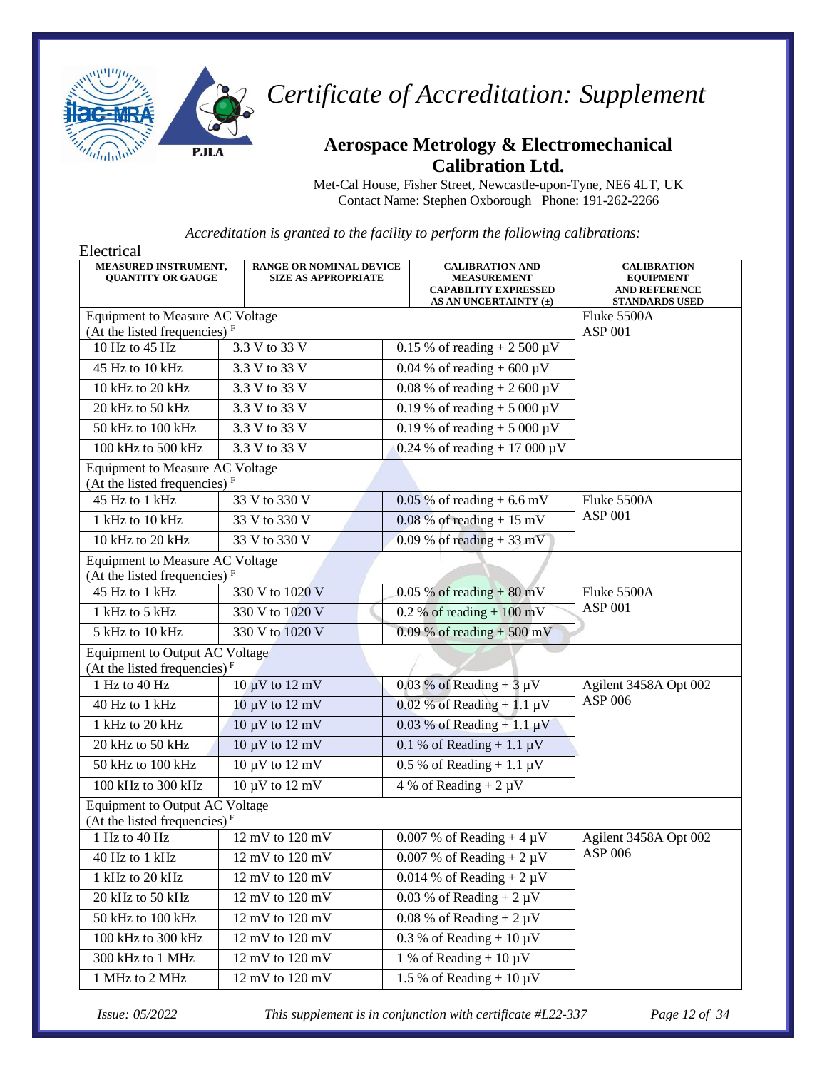# Certificate of Accreditation: Supplement

## Aerospace Metrology & Electromechanical Calibration Ltd.

Met-Cal House, Fisher Street, Newcastle-upon-Tyne, NE6 4LT, UK
Contact Name: Stephen Oxborough Phone: 191-262-2266

*Accreditation is granted to the facility to perform the following calibrations:*

Electrical

| MEASURED INSTRUMENT, QUANTITY OR GAUGE | RANGE OR NOMINAL DEVICE SIZE AS APPROPRIATE | CALIBRATION AND MEASUREMENT CAPABILITY EXPRESSED AS AN UNCERTAINTY (±) | CALIBRATION EQUIPMENT AND REFERENCE STANDARDS USED |
|---|---|---|---|
| Equipment to Measure AC Voltage (At the listed frequencies) [F] | | | Fluke 5500A ASP 001 |
| 10 Hz to 45 Hz | 3.3 V to 33 V | 0.15 % of reading + 2 500 µV | |
| 45 Hz to 10 kHz | 3.3 V to 33 V | 0.04 % of reading + 600 µV | |
| 10 kHz to 20 kHz | 3.3 V to 33 V | 0.08 % of reading + 2 600 µV | |
| 20 kHz to 50 kHz | 3.3 V to 33 V | 0.19 % of reading + 5 000 µV | |
| 50 kHz to 100 kHz | 3.3 V to 33 V | 0.19 % of reading + 5 000 µV | |
| 100 kHz to 500 kHz | 3.3 V to 33 V | 0.24 % of reading + 17 000 µV | |
| Equipment to Measure AC Voltage (At the listed frequencies) [F] | | | |
| 45 Hz to 1 kHz | 33 V to 330 V | 0.05 % of reading + 6.6 mV | Fluke 5500A ASP 001 |
| 1 kHz to 10 kHz | 33 V to 330 V | 0.08 % of reading + 15 mV | |
| 10 kHz to 20 kHz | 33 V to 330 V | 0.09 % of reading + 33 mV | |
| Equipment to Measure AC Voltage (At the listed frequencies) [F] | | | |
| 45 Hz to 1 kHz | 330 V to 1020 V | 0.05 % of reading + 80 mV | Fluke 5500A ASP 001 |
| 1 kHz to 5 kHz | 330 V to 1020 V | 0.2 % of reading + 100 mV | |
| 5 kHz to 10 kHz | 330 V to 1020 V | 0.09 % of reading + 500 mV | |
| Equipment to Output AC Voltage (At the listed frequencies) [F] | | | |
| 1 Hz to 40 Hz | 10 µV to 12 mV | 0.03 % of Reading + 3 µV | Agilent 3458A Opt 002 ASP 006 |
| 40 Hz to 1 kHz | 10 µV to 12 mV | 0.02 % of Reading + 1.1 µV | |
| 1 kHz to 20 kHz | 10 µV to 12 mV | 0.03 % of Reading + 1.1 µV | |
| 20 kHz to 50 kHz | 10 µV to 12 mV | 0.1 % of Reading + 1.1 µV | |
| 50 kHz to 100 kHz | 10 µV to 12 mV | 0.5 % of Reading + 1.1 µV | |
| 100 kHz to 300 kHz | 10 µV to 12 mV | 4 % of Reading + 2 µV | |
| Equipment to Output AC Voltage (At the listed frequencies) [F] | | | |
| 1 Hz to 40 Hz | 12 mV to 120 mV | 0.007 % of Reading + 4 µV | Agilent 3458A Opt 002 ASP 006 |
| 40 Hz to 1 kHz | 12 mV to 120 mV | 0.007 % of Reading + 2 µV | |
| 1 kHz to 20 kHz | 12 mV to 120 mV | 0.014 % of Reading + 2 µV | |
| 20 kHz to 50 kHz | 12 mV to 120 mV | 0.03 % of Reading + 2 µV | |
| 50 kHz to 100 kHz | 12 mV to 120 mV | 0.08 % of Reading + 2 µV | |
| 100 kHz to 300 kHz | 12 mV to 120 mV | 0.3 % of Reading + 10 µV | |
| 300 kHz to 1 MHz | 12 mV to 120 mV | 1 % of Reading + 10 µV | |
| 1 MHz to 2 MHz | 12 mV to 120 mV | 1.5 % of Reading + 10 µV | |

*Issue: 05/2022* *This supplement is in conjunction with certificate #L22-337*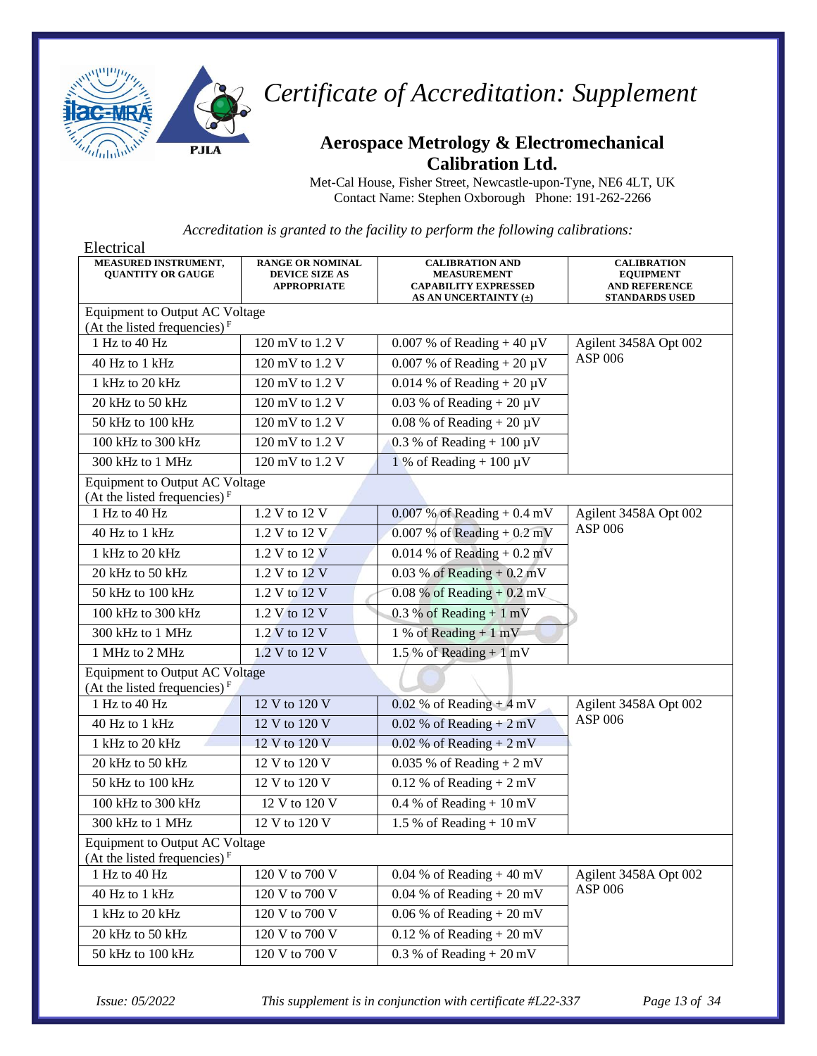# Certificate of Accreditation: Supplement

## Aerospace Metrology & Electromechanical Calibration Ltd.

Met-Cal House, Fisher Street, Newcastle-upon-Tyne, NE6 4LT, UK
Contact Name: Stephen Oxborough Phone: 191-262-2266

*Accreditation is granted to the facility to perform the following calibrations:*

Electrical

| MEASURED INSTRUMENT, QUANTITY OR GAUGE | RANGE OR NOMINAL DEVICE SIZE AS APPROPRIATE | CALIBRATION AND MEASUREMENT CAPABILITY EXPRESSED AS AN UNCERTAINTY (±) | CALIBRATION EQUIPMENT AND REFERENCE STANDARDS USED |
|---|---|---|---|
| Equipment to Output AC Voltage (At the listed frequencies) F | | | |
| 1 Hz to 40 Hz | 120 mV to 1.2 V | 0.007 % of Reading + 40 µV | Agilent 3458A Opt 002 ASP 006 |
| 40 Hz to 1 kHz | 120 mV to 1.2 V | 0.007 % of Reading + 20 µV | |
| 1 kHz to 20 kHz | 120 mV to 1.2 V | 0.014 % of Reading + 20 µV | |
| 20 kHz to 50 kHz | 120 mV to 1.2 V | 0.03 % of Reading + 20 µV | |
| 50 kHz to 100 kHz | 120 mV to 1.2 V | 0.08 % of Reading + 20 µV | |
| 100 kHz to 300 kHz | 120 mV to 1.2 V | 0.3 % of Reading + 100 µV | |
| 300 kHz to 1 MHz | 120 mV to 1.2 V | 1 % of Reading + 100 µV | |
| Equipment to Output AC Voltage (At the listed frequencies) F | | | |
| 1 Hz to 40 Hz | 1.2 V to 12 V | 0.007 % of Reading + 0.4 mV | Agilent 3458A Opt 002 ASP 006 |
| 40 Hz to 1 kHz | 1.2 V to 12 V | 0.007 % of Reading + 0.2 mV | |
| 1 kHz to 20 kHz | 1.2 V to 12 V | 0.014 % of Reading + 0.2 mV | |
| 20 kHz to 50 kHz | 1.2 V to 12 V | 0.03 % of Reading + 0.2 mV | |
| 50 kHz to 100 kHz | 1.2 V to 12 V | 0.08 % of Reading + 0.2 mV | |
| 100 kHz to 300 kHz | 1.2 V to 12 V | 0.3 % of Reading + 1 mV | |
| 300 kHz to 1 MHz | 1.2 V to 12 V | 1 % of Reading + 1 mV | |
| 1 MHz to 2 MHz | 1.2 V to 12 V | 1.5 % of Reading + 1 mV | |
| Equipment to Output AC Voltage (At the listed frequencies) F | | | |
| 1 Hz to 40 Hz | 12 V to 120 V | 0.02 % of Reading + 4 mV | Agilent 3458A Opt 002 ASP 006 |
| 40 Hz to 1 kHz | 12 V to 120 V | 0.02 % of Reading + 2 mV | |
| 1 kHz to 20 kHz | 12 V to 120 V | 0.02 % of Reading + 2 mV | |
| 20 kHz to 50 kHz | 12 V to 120 V | 0.035 % of Reading + 2 mV | |
| 50 kHz to 100 kHz | 12 V to 120 V | 0.12 % of Reading + 2 mV | |
| 100 kHz to 300 kHz | 12 V to 120 V | 0.4 % of Reading + 10 mV | |
| 300 kHz to 1 MHz | 12 V to 120 V | 1.5 % of Reading + 10 mV | |
| Equipment to Output AC Voltage (At the listed frequencies) F | | | |
| 1 Hz to 40 Hz | 120 V to 700 V | 0.04 % of Reading + 40 mV | Agilent 3458A Opt 002 ASP 006 |
| 40 Hz to 1 kHz | 120 V to 700 V | 0.04 % of Reading + 20 mV | |
| 1 kHz to 20 kHz | 120 V to 700 V | 0.06 % of Reading + 20 mV | |
| 20 kHz to 50 kHz | 120 V to 700 V | 0.12 % of Reading + 20 mV | |
| 50 kHz to 100 kHz | 120 V to 700 V | 0.3 % of Reading + 20 mV | |

*Issue: 05/2022* *This supplement is in conjunction with certificate #L22-337*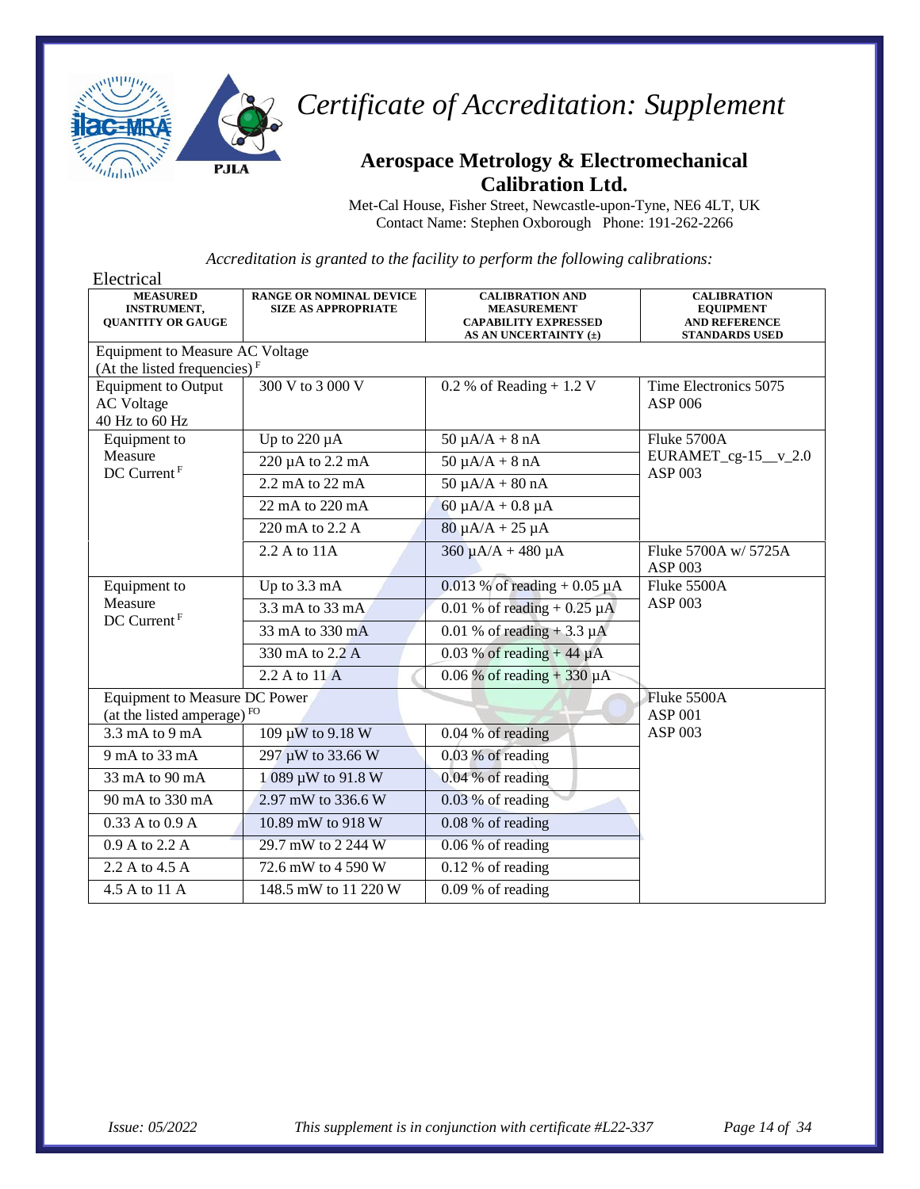# Certificate of Accreditation: Supplement

## Aerospace Metrology & Electromechanical Calibration Ltd.

Met-Cal House, Fisher Street, Newcastle-upon-Tyne, NE6 4LT, UK
Contact Name: Stephen Oxborough Phone: 191-262-2266

*Accreditation is granted to the facility to perform the following calibrations:*

Electrical

| MEASURED INSTRUMENT, QUANTITY OR GAUGE | RANGE OR NOMINAL DEVICE SIZE AS APPROPRIATE | CALIBRATION AND MEASUREMENT CAPABILITY EXPRESSED AS AN UNCERTAINTY (±) | CALIBRATION EQUIPMENT AND REFERENCE STANDARDS USED |
|---|---|---|---|
| Equipment to Measure AC Voltage (At the listed frequencies) F | | | |
| Equipment to Output AC Voltage 40 Hz to 60 Hz | 300 V to 3 000 V | 0.2 % of Reading + 1.2 V | Time Electronics 5075 ASP 006 |
| Equipment to Measure DC Current F | Up to 220 µA | 50 µA/A + 8 nA | Fluke 5700A EURAMET_cg-15__v_2.0 ASP 003 |
| | 220 µA to 2.2 mA | 50 µA/A + 8 nA | |
| | 2.2 mA to 22 mA | 50 µA/A + 80 nA | |
| | 22 mA to 220 mA | 60 µA/A + 0.8 µA | |
| | 220 mA to 2.2 A | 80 µA/A + 25 µA | |
| | 2.2 A to 11A | 360 µA/A + 480 µA | Fluke 5700A w/ 5725A ASP 003 |
| Equipment to Measure DC Current F | Up to 3.3 mA | 0.013 % of reading + 0.05 µA | Fluke 5500A ASP 003 |
| | 3.3 mA to 33 mA | 0.01 % of reading + 0.25 µA | |
| | 33 mA to 330 mA | 0.01 % of reading + 3.3 µA | |
| | 330 mA to 2.2 A | 0.03 % of reading + 44 µA | |
| | 2.2 A to 11 A | 0.06 % of reading + 330 µA | |
| Equipment to Measure DC Power (at the listed amperage) FO | | | Fluke 5500A ASP 001 ASP 003 |
| 3.3 mA to 9 mA | 109 µW to 9.18 W | 0.04 % of reading | |
| 9 mA to 33 mA | 297 µW to 33.66 W | 0.03 % of reading | |
| 33 mA to 90 mA | 1 089 µW to 91.8 W | 0.04 % of reading | |
| 90 mA to 330 mA | 2.97 mW to 336.6 W | 0.03 % of reading | |
| 0.33 A to 0.9 A | 10.89 mW to 918 W | 0.08 % of reading | |
| 0.9 A to 2.2 A | 29.7 mW to 2 244 W | 0.06 % of reading | |
| 2.2 A to 4.5 A | 72.6 mW to 4 590 W | 0.12 % of reading | |
| 4.5 A to 11 A | 148.5 mW to 11 220 W | 0.09 % of reading | |

*Issue: 05/2022* *This supplement is in conjunction with certificate #L22-337*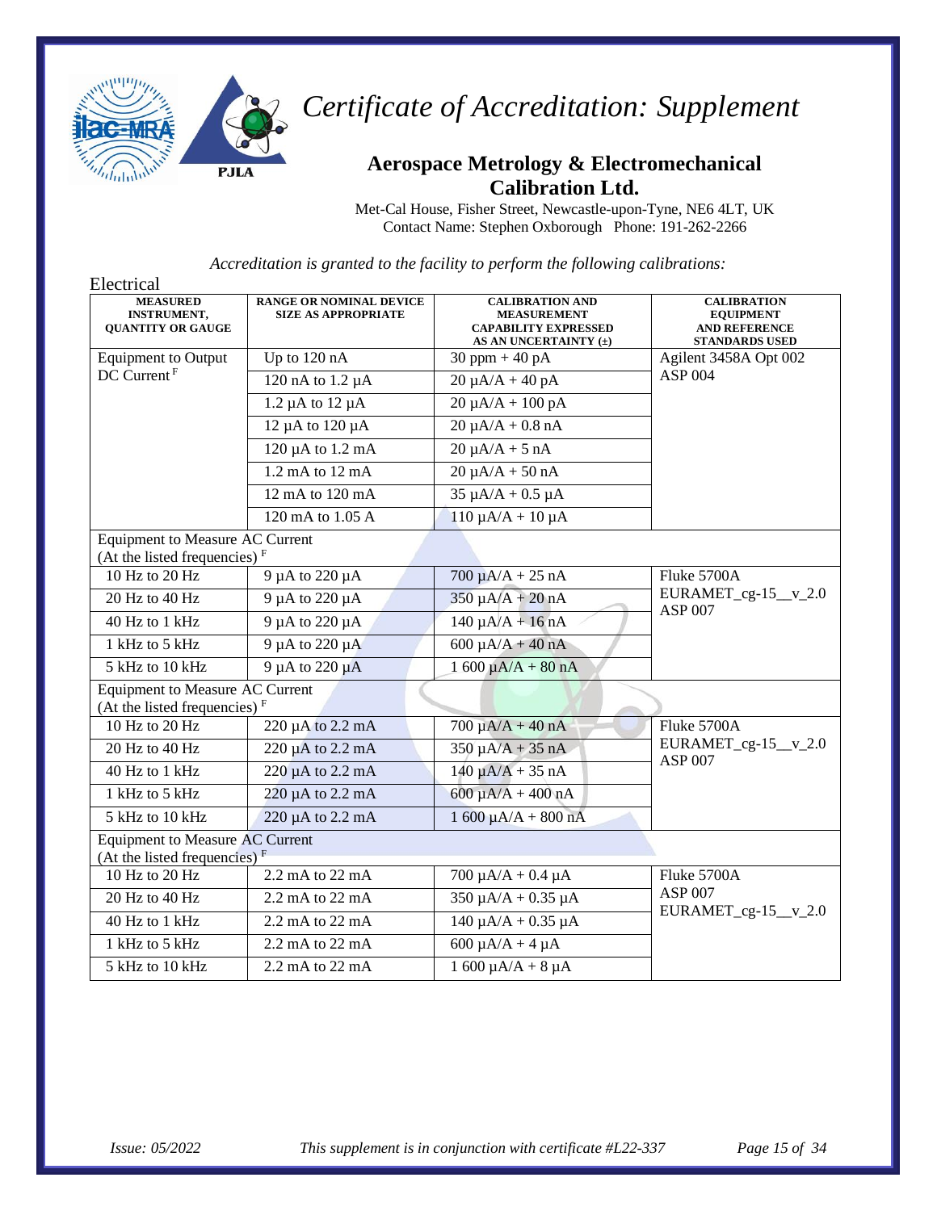# Certificate of Accreditation: Supplement

## Aerospace Metrology & Electromechanical Calibration Ltd.

Met-Cal House, Fisher Street, Newcastle-upon-Tyne, NE6 4LT, UK
Contact Name: Stephen Oxborough Phone: 191-262-2266

*Accreditation is granted to the facility to perform the following calibrations:*

Electrical

| MEASURED INSTRUMENT, QUANTITY OR GAUGE | RANGE OR NOMINAL DEVICE SIZE AS APPROPRIATE | CALIBRATION AND MEASUREMENT CAPABILITY EXPRESSED AS AN UNCERTAINTY (±) | CALIBRATION EQUIPMENT AND REFERENCE STANDARDS USED |
|---|---|---|---|
| Equipment to Output DC Current [F] | Up to 120 nA | 30 ppm + 40 pA | Agilent 3458A Opt 002 ASP 004 |
| | 120 nA to 1.2 µA | 20 µA/A + 40 pA | |
| | 1.2 µA to 12 µA | 20 µA/A + 100 pA | |
| | 12 µA to 120 µA | 20 µA/A + 0.8 nA | |
| | 120 µA to 1.2 mA | 20 µA/A + 5 nA | |
| | 1.2 mA to 12 mA | 20 µA/A + 50 nA | |
| | 12 mA to 120 mA | 35 µA/A + 0.5 µA | |
| | 120 mA to 1.05 A | 110 µA/A + 10 µA | |
| Equipment to Measure AC Current (At the listed frequencies) [F] | | | |
| 10 Hz to 20 Hz | 9 µA to 220 µA | 700 µA/A + 25 nA | Fluke 5700A EURAMET_cg-15__v_2.0 ASP 007 |
| 20 Hz to 40 Hz | 9 µA to 220 µA | 350 µA/A + 20 nA | |
| 40 Hz to 1 kHz | 9 µA to 220 µA | 140 µA/A + 16 nA | |
| 1 kHz to 5 kHz | 9 µA to 220 µA | 600 µA/A + 40 nA | |
| 5 kHz to 10 kHz | 9 µA to 220 µA | 1 600 µA/A + 80 nA | |
| Equipment to Measure AC Current (At the listed frequencies) [F] | | | |
| 10 Hz to 20 Hz | 220 µA to 2.2 mA | 700 µA/A + 40 nA | Fluke 5700A EURAMET_cg-15__v_2.0 ASP 007 |
| 20 Hz to 40 Hz | 220 µA to 2.2 mA | 350 µA/A + 35 nA | |
| 40 Hz to 1 kHz | 220 µA to 2.2 mA | 140 µA/A + 35 nA | |
| 1 kHz to 5 kHz | 220 µA to 2.2 mA | 600 µA/A + 400 nA | |
| 5 kHz to 10 kHz | 220 µA to 2.2 mA | 1 600 µA/A + 800 nA | |
| Equipment to Measure AC Current (At the listed frequencies) [F] | | | |
| 10 Hz to 20 Hz | 2.2 mA to 22 mA | 700 µA/A + 0.4 µA | Fluke 5700A ASP 007 EURAMET_cg-15__v_2.0 |
| 20 Hz to 40 Hz | 2.2 mA to 22 mA | 350 µA/A + 0.35 µA | |
| 40 Hz to 1 kHz | 2.2 mA to 22 mA | 140 µA/A + 0.35 µA | |
| 1 kHz to 5 kHz | 2.2 mA to 22 mA | 600 µA/A + 4 µA | |
| 5 kHz to 10 kHz | 2.2 mA to 22 mA | 1 600 µA/A + 8 µA | |

*Issue: 05/2022* *This supplement is in conjunction with certificate #L22-337*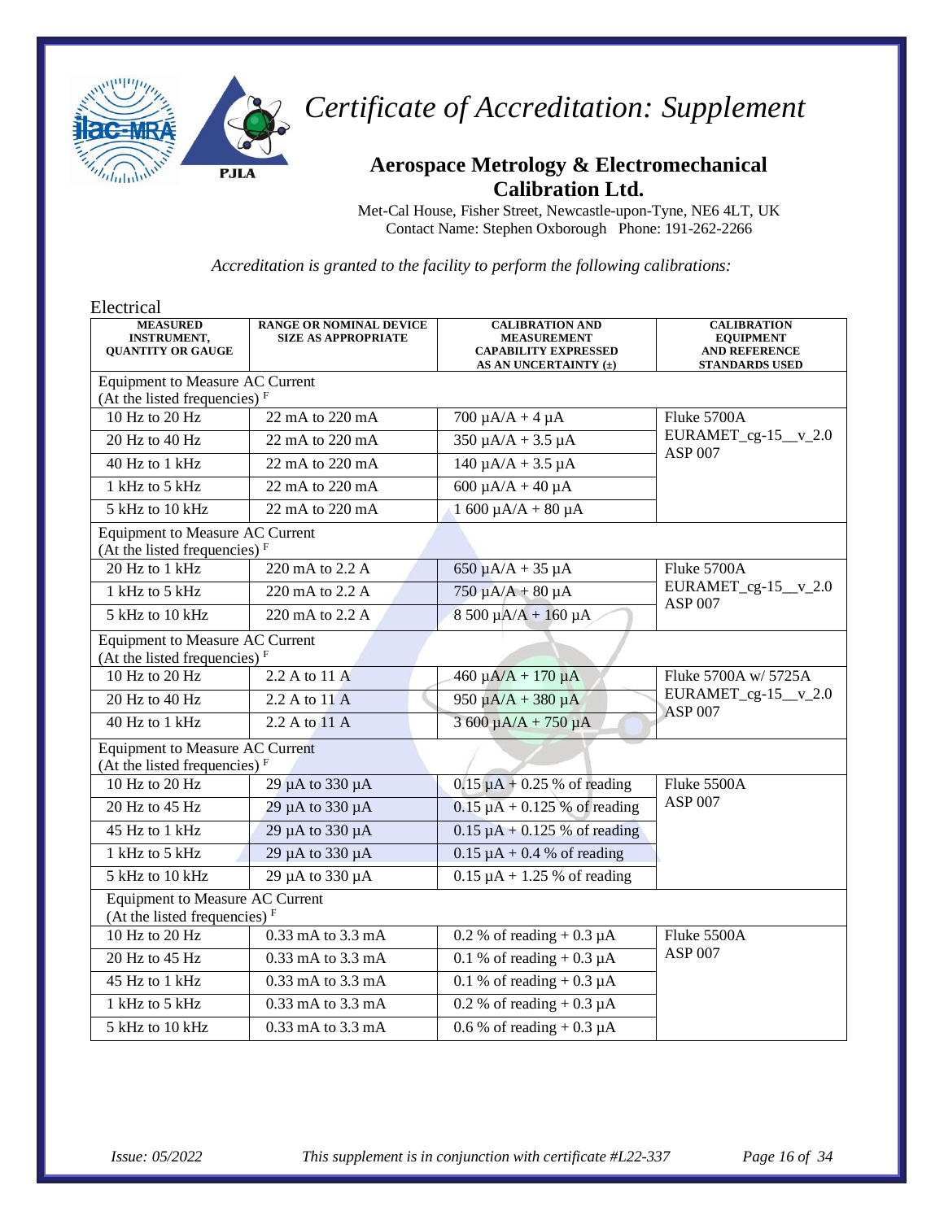# Certificate of Accreditation: Supplement

## Aerospace Metrology & Electromechanical Calibration Ltd.

Met-Cal House, Fisher Street, Newcastle-upon-Tyne, NE6 4LT, UK
Contact Name: Stephen Oxborough Phone: 191-262-2266

*Accreditation is granted to the facility to perform the following calibrations:*

Electrical

| MEASURED INSTRUMENT, QUANTITY OR GAUGE | RANGE OR NOMINAL DEVICE SIZE AS APPROPRIATE | CALIBRATION AND MEASUREMENT CAPABILITY EXPRESSED AS AN UNCERTAINTY (±) | CALIBRATION EQUIPMENT AND REFERENCE STANDARDS USED |
|---|---|---|---|
| Equipment to Measure AC Current (At the listed frequencies) F | | | |
| 10 Hz to 20 Hz | 22 mA to 220 mA | 700 µA/A + 4 µA | Fluke 5700A EURAMET_cg-15__v_2.0 ASP 007 |
| 20 Hz to 40 Hz | 22 mA to 220 mA | 350 µA/A + 3.5 µA | |
| 40 Hz to 1 kHz | 22 mA to 220 mA | 140 µA/A + 3.5 µA | |
| 1 kHz to 5 kHz | 22 mA to 220 mA | 600 µA/A + 40 µA | |
| 5 kHz to 10 kHz | 22 mA to 220 mA | 1 600 µA/A + 80 µA | |
| Equipment to Measure AC Current (At the listed frequencies) F | | | |
| 20 Hz to 1 kHz | 220 mA to 2.2 A | 650 µA/A + 35 µA | Fluke 5700A EURAMET_cg-15__v_2.0 ASP 007 |
| 1 kHz to 5 kHz | 220 mA to 2.2 A | 750 µA/A + 80 µA | |
| 5 kHz to 10 kHz | 220 mA to 2.2 A | 8 500 µA/A + 160 µA | |
| Equipment to Measure AC Current (At the listed frequencies) F | | | |
| 10 Hz to 20 Hz | 2.2 A to 11 A | 460 µA/A + 170 µA | Fluke 5700A w/ 5725A EURAMET_cg-15__v_2.0 ASP 007 |
| 20 Hz to 40 Hz | 2.2 A to 11 A | 950 µA/A + 380 µA | |
| 40 Hz to 1 kHz | 2.2 A to 11 A | 3 600 µA/A + 750 µA | |
| Equipment to Measure AC Current (At the listed frequencies) F | | | |
| 10 Hz to 20 Hz | 29 µA to 330 µA | 0.15 µA + 0.25 % of reading | Fluke 5500A ASP 007 |
| 20 Hz to 45 Hz | 29 µA to 330 µA | 0.15 µA + 0.125 % of reading | |
| 45 Hz to 1 kHz | 29 µA to 330 µA | 0.15 µA + 0.125 % of reading | |
| 1 kHz to 5 kHz | 29 µA to 330 µA | 0.15 µA + 0.4 % of reading | |
| 5 kHz to 10 kHz | 29 µA to 330 µA | 0.15 µA + 1.25 % of reading | |
| Equipment to Measure AC Current (At the listed frequencies) F | | | |
| 10 Hz to 20 Hz | 0.33 mA to 3.3 mA | 0.2 % of reading + 0.3 µA | Fluke 5500A ASP 007 |
| 20 Hz to 45 Hz | 0.33 mA to 3.3 mA | 0.1 % of reading + 0.3 µA | |
| 45 Hz to 1 kHz | 0.33 mA to 3.3 mA | 0.1 % of reading + 0.3 µA | |
| 1 kHz to 5 kHz | 0.33 mA to 3.3 mA | 0.2 % of reading + 0.3 µA | |
| 5 kHz to 10 kHz | 0.33 mA to 3.3 mA | 0.6 % of reading + 0.3 µA | |

*Issue: 05/2022* *This supplement is in conjunction with certificate #L22-337*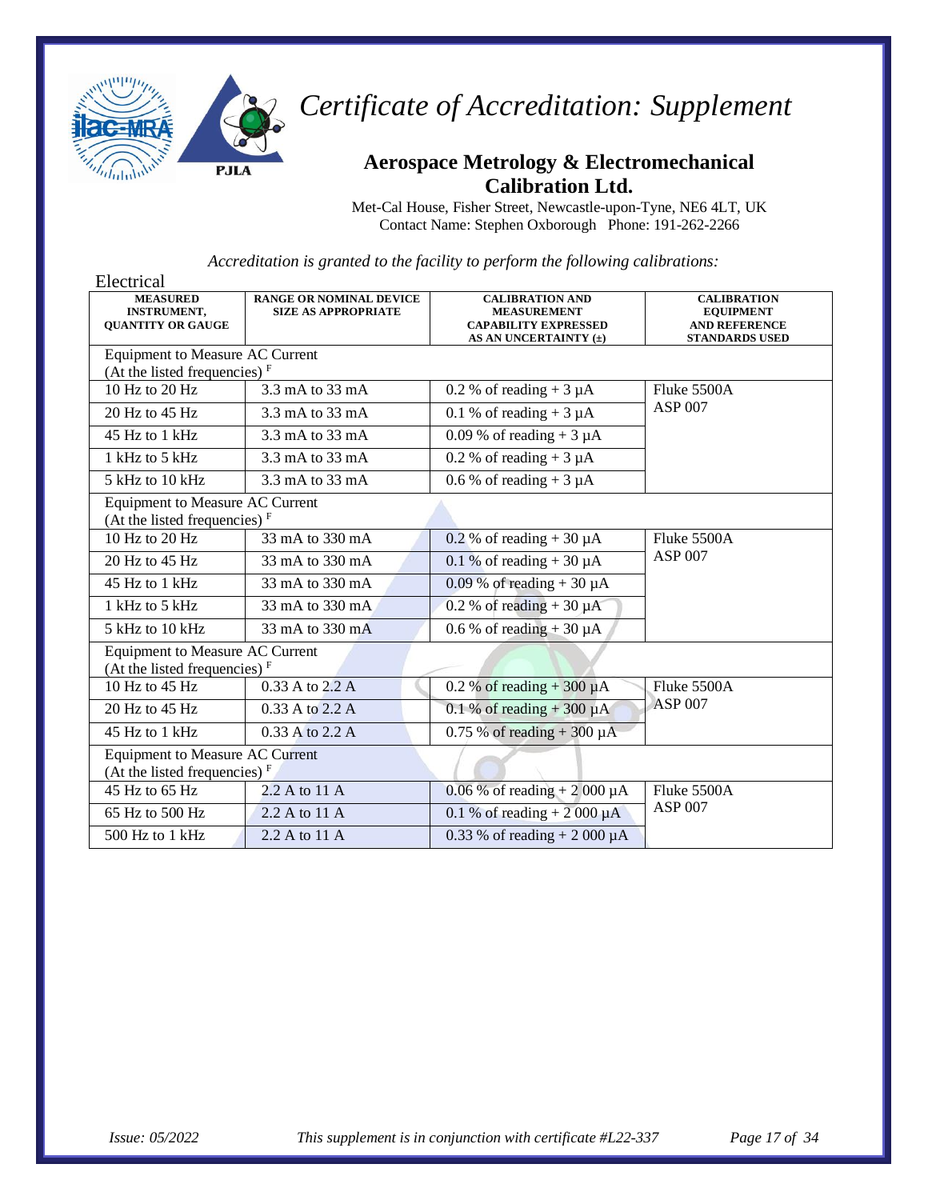# Certificate of Accreditation: Supplement

## Aerospace Metrology & Electromechanical Calibration Ltd.

Met-Cal House, Fisher Street, Newcastle-upon-Tyne, NE6 4LT, UK
Contact Name: Stephen Oxborough   Phone: 191-262-2266

*Accreditation is granted to the facility to perform the following calibrations:*

Electrical

| MEASURED INSTRUMENT, QUANTITY OR GAUGE | RANGE OR NOMINAL DEVICE SIZE AS APPROPRIATE | CALIBRATION AND MEASUREMENT CAPABILITY EXPRESSED AS AN UNCERTAINTY (±) | CALIBRATION EQUIPMENT AND REFERENCE STANDARDS USED |
|---|---|---|---|
| Equipment to Measure AC Current (At the listed frequencies) F | | | |
| 10 Hz to 20 Hz | 3.3 mA to 33 mA | 0.2 % of reading + 3 µA | Fluke 5500A ASP 007 |
| 20 Hz to 45 Hz | 3.3 mA to 33 mA | 0.1 % of reading + 3 µA | |
| 45 Hz to 1 kHz | 3.3 mA to 33 mA | 0.09 % of reading + 3 µA | |
| 1 kHz to 5 kHz | 3.3 mA to 33 mA | 0.2 % of reading + 3 µA | |
| 5 kHz to 10 kHz | 3.3 mA to 33 mA | 0.6 % of reading + 3 µA | |
| Equipment to Measure AC Current (At the listed frequencies) F | | | |
| 10 Hz to 20 Hz | 33 mA to 330 mA | 0.2 % of reading + 30 µA | Fluke 5500A ASP 007 |
| 20 Hz to 45 Hz | 33 mA to 330 mA | 0.1 % of reading + 30 µA | |
| 45 Hz to 1 kHz | 33 mA to 330 mA | 0.09 % of reading + 30 µA | |
| 1 kHz to 5 kHz | 33 mA to 330 mA | 0.2 % of reading + 30 µA | |
| 5 kHz to 10 kHz | 33 mA to 330 mA | 0.6 % of reading + 30 µA | |
| Equipment to Measure AC Current (At the listed frequencies) F | | | |
| 10 Hz to 45 Hz | 0.33 A to 2.2 A | 0.2 % of reading + 300 µA | Fluke 5500A ASP 007 |
| 20 Hz to 45 Hz | 0.33 A to 2.2 A | 0.1 % of reading + 300 µA | |
| 45 Hz to 1 kHz | 0.33 A to 2.2 A | 0.75 % of reading + 300 µA | |
| Equipment to Measure AC Current (At the listed frequencies) F | | | |
| 45 Hz to 65 Hz | 2.2 A to 11 A | 0.06 % of reading + 2 000 µA | Fluke 5500A ASP 007 |
| 65 Hz to 500 Hz | 2.2 A to 11 A | 0.1 % of reading + 2 000 µA | |
| 500 Hz to 1 kHz | 2.2 A to 11 A | 0.33 % of reading + 2 000 µA | |

Issue: 05/2022 — This supplement is in conjunction with certificate #L22-337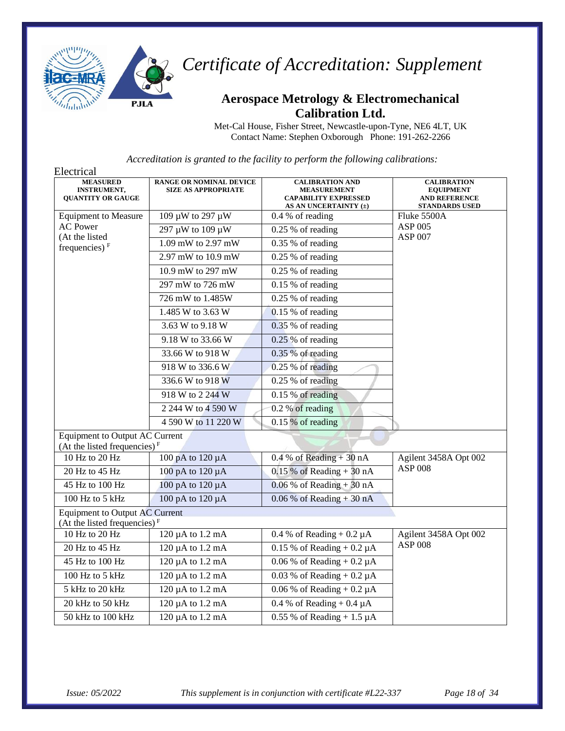# Certificate of Accreditation: Supplement

## Aerospace Metrology & Electromechanical Calibration Ltd.

Met-Cal House, Fisher Street, Newcastle-upon-Tyne, NE6 4LT, UK
Contact Name: Stephen Oxborough Phone: 191-262-2266

*Accreditation is granted to the facility to perform the following calibrations:*

Electrical

| MEASURED INSTRUMENT, QUANTITY OR GAUGE | RANGE OR NOMINAL DEVICE SIZE AS APPROPRIATE | CALIBRATION AND MEASUREMENT CAPABILITY EXPRESSED AS AN UNCERTAINTY (±) | CALIBRATION EQUIPMENT AND REFERENCE STANDARDS USED |
|---|---|---|---|
| Equipment to Measure AC Power (At the listed frequencies) F | 109 µW to 297 µW | 0.4 % of reading | Fluke 5500A ASP 005 ASP 007 |
| | 297 µW to 109 µW | 0.25 % of reading | |
| | 1.09 mW to 2.97 mW | 0.35 % of reading | |
| | 2.97 mW to 10.9 mW | 0.25 % of reading | |
| | 10.9 mW to 297 mW | 0.25 % of reading | |
| | 297 mW to 726 mW | 0.15 % of reading | |
| | 726 mW to 1.485W | 0.25 % of reading | |
| | 1.485 W to 3.63 W | 0.15 % of reading | |
| | 3.63 W to 9.18 W | 0.35 % of reading | |
| | 9.18 W to 33.66 W | 0.25 % of reading | |
| | 33.66 W to 918 W | 0.35 % of reading | |
| | 918 W to 336.6 W | 0.25 % of reading | |
| | 336.6 W to 918 W | 0.25 % of reading | |
| | 918 W to 2 244 W | 0.15 % of reading | |
| | 2 244 W to 4 590 W | 0.2 % of reading | |
| | 4 590 W to 11 220 W | 0.15 % of reading | |
| Equipment to Output AC Current (At the listed frequencies) F | | | |
| 10 Hz to 20 Hz | 100 pA to 120 µA | 0.4 % of Reading + 30 nA | Agilent 3458A Opt 002 ASP 008 |
| 20 Hz to 45 Hz | 100 pA to 120 µA | 0.15 % of Reading + 30 nA | |
| 45 Hz to 100 Hz | 100 pA to 120 µA | 0.06 % of Reading + 30 nA | |
| 100 Hz to 5 kHz | 100 pA to 120 µA | 0.06 % of Reading + 30 nA | |
| Equipment to Output AC Current (At the listed frequencies) F | | | |
| 10 Hz to 20 Hz | 120 µA to 1.2 mA | 0.4 % of Reading + 0.2 µA | Agilent 3458A Opt 002 ASP 008 |
| 20 Hz to 45 Hz | 120 µA to 1.2 mA | 0.15 % of Reading + 0.2 µA | |
| 45 Hz to 100 Hz | 120 µA to 1.2 mA | 0.06 % of Reading + 0.2 µA | |
| 100 Hz to 5 kHz | 120 µA to 1.2 mA | 0.03 % of Reading + 0.2 µA | |
| 5 kHz to 20 kHz | 120 µA to 1.2 mA | 0.06 % of Reading + 0.2 µA | |
| 20 kHz to 50 kHz | 120 µA to 1.2 mA | 0.4 % of Reading + 0.4 µA | |
| 50 kHz to 100 kHz | 120 µA to 1.2 mA | 0.55 % of Reading + 1.5 µA | |

*Issue: 05/2022* *This supplement is in conjunction with certificate #L22-337*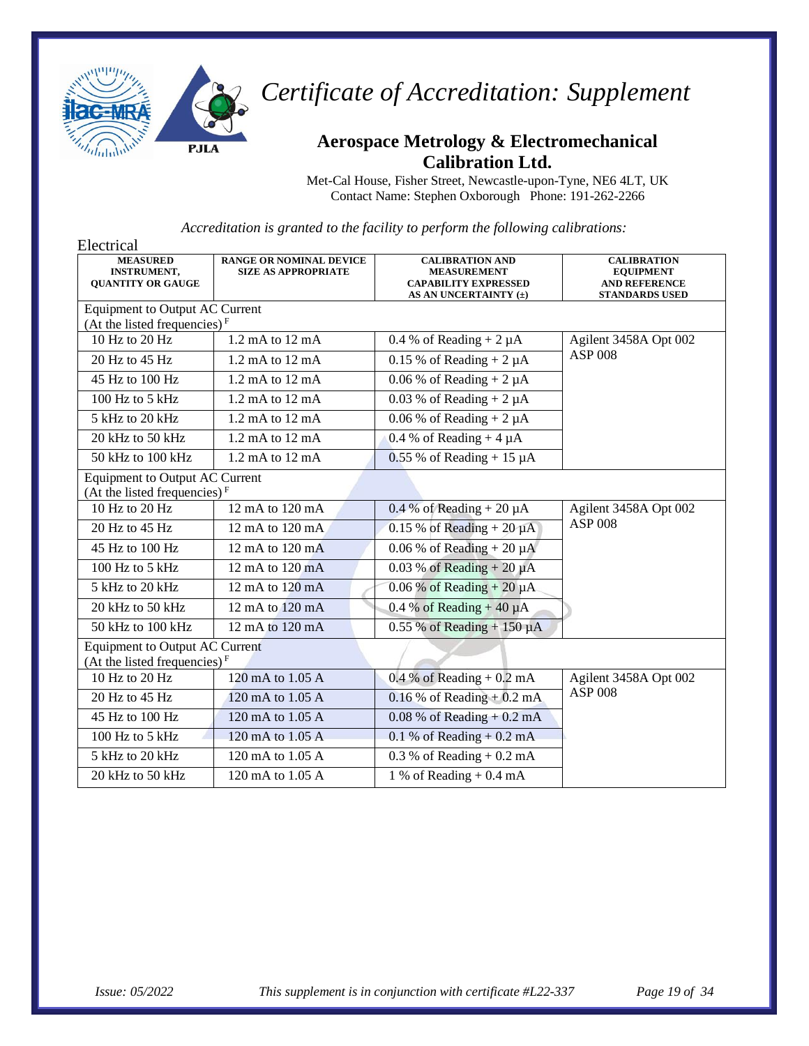# Certificate of Accreditation: Supplement

## Aerospace Metrology & Electromechanical Calibration Ltd.

Met-Cal House, Fisher Street, Newcastle-upon-Tyne, NE6 4LT, UK
Contact Name: Stephen Oxborough Phone: 191-262-2266

*Accreditation is granted to the facility to perform the following calibrations:*

Electrical

| MEASURED INSTRUMENT, QUANTITY OR GAUGE | RANGE OR NOMINAL DEVICE SIZE AS APPROPRIATE | CALIBRATION AND MEASUREMENT CAPABILITY EXPRESSED AS AN UNCERTAINTY (±) | CALIBRATION EQUIPMENT AND REFERENCE STANDARDS USED |
|---|---|---|---|
| Equipment to Output AC Current (At the listed frequencies) [F] | | | |
| 10 Hz to 20 Hz | 1.2 mA to 12 mA | 0.4 % of Reading + 2 µA | Agilent 3458A Opt 002 ASP 008 |
| 20 Hz to 45 Hz | 1.2 mA to 12 mA | 0.15 % of Reading + 2 µA | |
| 45 Hz to 100 Hz | 1.2 mA to 12 mA | 0.06 % of Reading + 2 µA | |
| 100 Hz to 5 kHz | 1.2 mA to 12 mA | 0.03 % of Reading + 2 µA | |
| 5 kHz to 20 kHz | 1.2 mA to 12 mA | 0.06 % of Reading + 2 µA | |
| 20 kHz to 50 kHz | 1.2 mA to 12 mA | 0.4 % of Reading + 4 µA | |
| 50 kHz to 100 kHz | 1.2 mA to 12 mA | 0.55 % of Reading + 15 µA | |
| Equipment to Output AC Current (At the listed frequencies) [F] | | | |
| 10 Hz to 20 Hz | 12 mA to 120 mA | 0.4 % of Reading + 20 µA | Agilent 3458A Opt 002 ASP 008 |
| 20 Hz to 45 Hz | 12 mA to 120 mA | 0.15 % of Reading + 20 µA | |
| 45 Hz to 100 Hz | 12 mA to 120 mA | 0.06 % of Reading + 20 µA | |
| 100 Hz to 5 kHz | 12 mA to 120 mA | 0.03 % of Reading + 20 µA | |
| 5 kHz to 20 kHz | 12 mA to 120 mA | 0.06 % of Reading + 20 µA | |
| 20 kHz to 50 kHz | 12 mA to 120 mA | 0.4 % of Reading + 40 µA | |
| 50 kHz to 100 kHz | 12 mA to 120 mA | 0.55 % of Reading + 150 µA | |
| Equipment to Output AC Current (At the listed frequencies) [F] | | | |
| 10 Hz to 20 Hz | 120 mA to 1.05 A | 0.4 % of Reading + 0.2 mA | Agilent 3458A Opt 002 ASP 008 |
| 20 Hz to 45 Hz | 120 mA to 1.05 A | 0.16 % of Reading + 0.2 mA | |
| 45 Hz to 100 Hz | 120 mA to 1.05 A | 0.08 % of Reading + 0.2 mA | |
| 100 Hz to 5 kHz | 120 mA to 1.05 A | 0.1 % of Reading + 0.2 mA | |
| 5 kHz to 20 kHz | 120 mA to 1.05 A | 0.3 % of Reading + 0.2 mA | |
| 20 kHz to 50 kHz | 120 mA to 1.05 A | 1 % of Reading + 0.4 mA | |

*Issue: 05/2022* *This supplement is in conjunction with certificate #L22-337*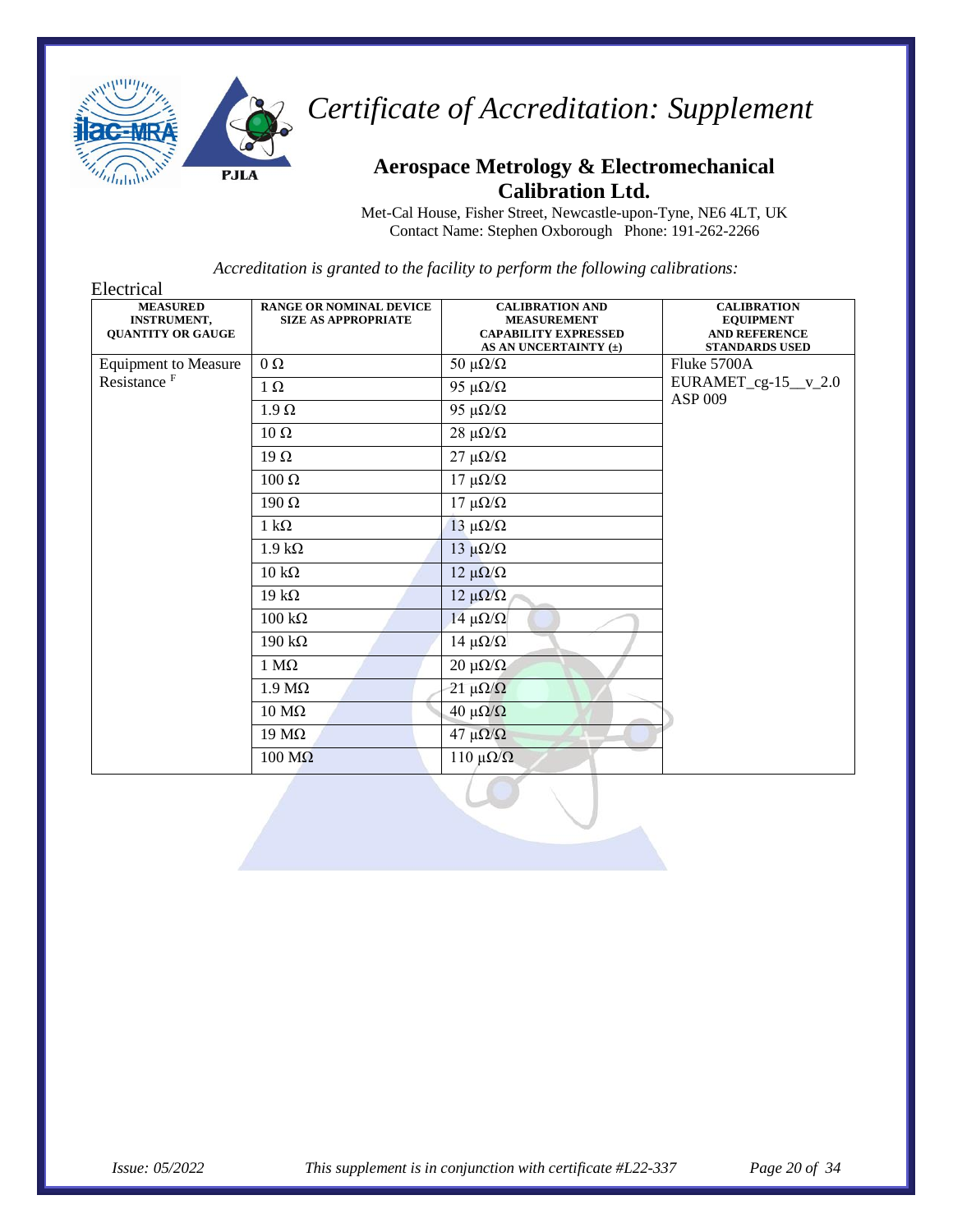# Certificate of Accreditation: Supplement

## Aerospace Metrology & Electromechanical Calibration Ltd.

Met-Cal House, Fisher Street, Newcastle-upon-Tyne, NE6 4LT, UK
Contact Name: Stephen Oxborough Phone: 191-262-2266

*Accreditation is granted to the facility to perform the following calibrations:*

Electrical

| MEASURED INSTRUMENT, QUANTITY OR GAUGE | RANGE OR NOMINAL DEVICE SIZE AS APPROPRIATE | CALIBRATION AND MEASUREMENT CAPABILITY EXPRESSED AS AN UNCERTAINTY (±) | CALIBRATION EQUIPMENT AND REFERENCE STANDARDS USED |
|---|---|---|---|
| Equipment to Measure Resistance [F] | 0 Ω | 50 µΩ/Ω | Fluke 5700A EURAMET_cg-15__v_2.0 ASP 009 |
| | 1 Ω | 95 µΩ/Ω | |
| | 1.9 Ω | 95 µΩ/Ω | |
| | 10 Ω | 28 µΩ/Ω | |
| | 19 Ω | 27 µΩ/Ω | |
| | 100 Ω | 17 µΩ/Ω | |
| | 190 Ω | 17 µΩ/Ω | |
| | 1 kΩ | 13 µΩ/Ω | |
| | 1.9 kΩ | 13 µΩ/Ω | |
| | 10 kΩ | 12 µΩ/Ω | |
| | 19 kΩ | 12 µΩ/Ω | |
| | 100 kΩ | 14 µΩ/Ω | |
| | 190 kΩ | 14 µΩ/Ω | |
| | 1 MΩ | 20 µΩ/Ω | |
| | 1.9 MΩ | 21 µΩ/Ω | |
| | 10 MΩ | 40 µΩ/Ω | |
| | 19 MΩ | 47 µΩ/Ω | |
| | 100 MΩ | 110 µΩ/Ω | |

*Issue: 05/2022* *This supplement is in conjunction with certificate #L22-337*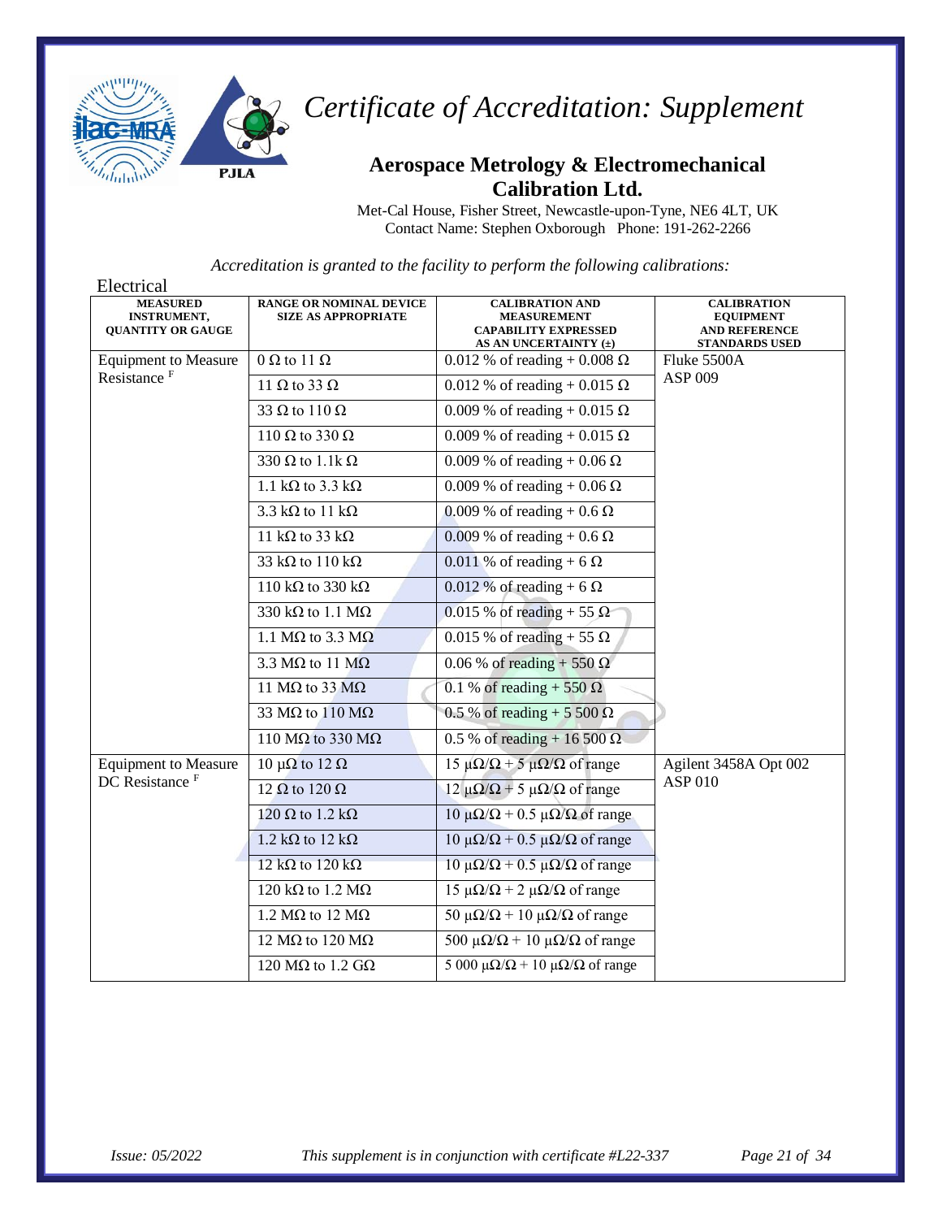# *Certificate of Accreditation: Supplement*

## Aerospace Metrology & Electromechanical Calibration Ltd.

Met-Cal House, Fisher Street, Newcastle-upon-Tyne, NE6 4LT, UK
Contact Name: Stephen Oxborough Phone: 191-262-2266

*Accreditation is granted to the facility to perform the following calibrations:*

Electrical

| MEASURED INSTRUMENT, QUANTITY OR GAUGE | RANGE OR NOMINAL DEVICE SIZE AS APPROPRIATE | CALIBRATION AND MEASUREMENT CAPABILITY EXPRESSED AS AN UNCERTAINTY (±) | CALIBRATION EQUIPMENT AND REFERENCE STANDARDS USED |
|---|---|---|---|
| Equipment to Measure Resistance [F] | 0 Ω to 11 Ω | 0.012 % of reading + 0.008 Ω | Fluke 5500A ASP 009 |
| | 11 Ω to 33 Ω | 0.012 % of reading + 0.015 Ω | |
| | 33 Ω to 110 Ω | 0.009 % of reading + 0.015 Ω | |
| | 110 Ω to 330 Ω | 0.009 % of reading + 0.015 Ω | |
| | 330 Ω to 1.1k Ω | 0.009 % of reading + 0.06 Ω | |
| | 1.1 kΩ to 3.3 kΩ | 0.009 % of reading + 0.06 Ω | |
| | 3.3 kΩ to 11 kΩ | 0.009 % of reading + 0.6 Ω | |
| | 11 kΩ to 33 kΩ | 0.009 % of reading + 0.6 Ω | |
| | 33 kΩ to 110 kΩ | 0.011 % of reading + 6 Ω | |
| | 110 kΩ to 330 kΩ | 0.012 % of reading + 6 Ω | |
| | 330 kΩ to 1.1 MΩ | 0.015 % of reading + 55 Ω | |
| | 1.1 MΩ to 3.3 MΩ | 0.015 % of reading + 55 Ω | |
| | 3.3 MΩ to 11 MΩ | 0.06 % of reading + 550 Ω | |
| | 11 MΩ to 33 MΩ | 0.1 % of reading + 550 Ω | |
| | 33 MΩ to 110 MΩ | 0.5 % of reading + 5 500 Ω | |
| | 110 MΩ to 330 MΩ | 0.5 % of reading + 16 500 Ω | |
| Equipment to Measure DC Resistance [F] | 10 µΩ to 12 Ω | 15 µΩ/Ω + 5 µΩ/Ω of range | Agilent 3458A Opt 002 ASP 010 |
| | 12 Ω to 120 Ω | 12 µΩ/Ω + 5 µΩ/Ω of range | |
| | 120 Ω to 1.2 kΩ | 10 µΩ/Ω + 0.5 µΩ/Ω of range | |
| | 1.2 kΩ to 12 kΩ | 10 µΩ/Ω + 0.5 µΩ/Ω of range | |
| | 12 kΩ to 120 kΩ | 10 µΩ/Ω + 0.5 µΩ/Ω of range | |
| | 120 kΩ to 1.2 MΩ | 15 µΩ/Ω + 2 µΩ/Ω of range | |
| | 1.2 MΩ to 12 MΩ | 50 µΩ/Ω + 10 µΩ/Ω of range | |
| | 12 MΩ to 120 MΩ | 500 µΩ/Ω + 10 µΩ/Ω of range | |
| | 120 MΩ to 1.2 GΩ | 5 000 µΩ/Ω + 10 µΩ/Ω of range | |

*Issue: 05/2022* *This supplement is in conjunction with certificate #L22-337*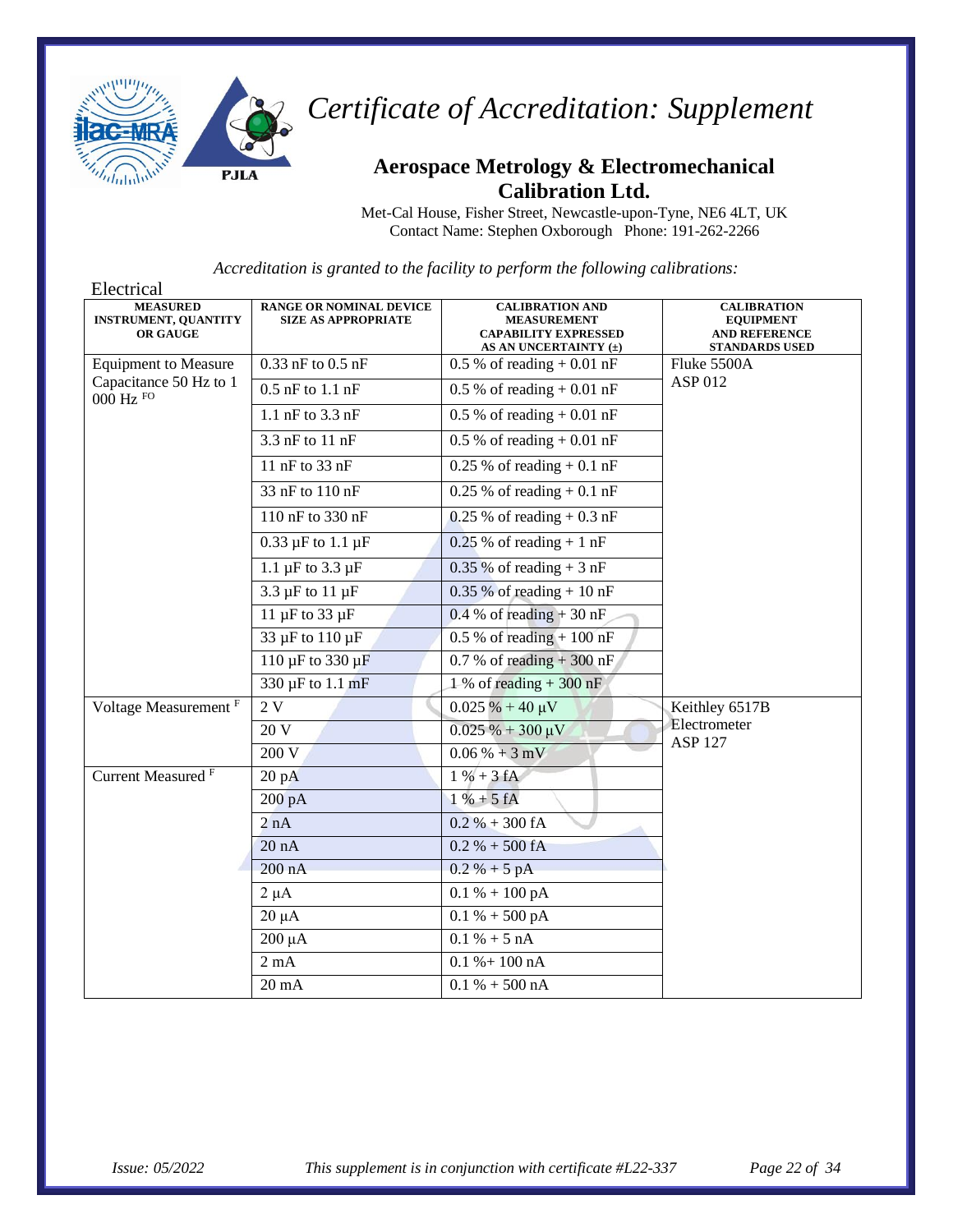# Certificate of Accreditation: Supplement

## Aerospace Metrology & Electromechanical Calibration Ltd.

Met-Cal House, Fisher Street, Newcastle-upon-Tyne, NE6 4LT, UK
Contact Name: Stephen Oxborough Phone: 191-262-2266

*Accreditation is granted to the facility to perform the following calibrations:*

Electrical

| MEASURED INSTRUMENT, QUANTITY OR GAUGE | RANGE OR NOMINAL DEVICE SIZE AS APPROPRIATE | CALIBRATION AND MEASUREMENT CAPABILITY EXPRESSED AS AN UNCERTAINTY (±) | CALIBRATION EQUIPMENT AND REFERENCE STANDARDS USED |
|---|---|---|---|
| Equipment to Measure Capacitance 50 Hz to 1 000 Hz [FO] | 0.33 nF to 0.5 nF | 0.5 % of reading + 0.01 nF | Fluke 5500A ASP 012 |
| | 0.5 nF to 1.1 nF | 0.5 % of reading + 0.01 nF | |
| | 1.1 nF to 3.3 nF | 0.5 % of reading + 0.01 nF | |
| | 3.3 nF to 11 nF | 0.5 % of reading + 0.01 nF | |
| | 11 nF to 33 nF | 0.25 % of reading + 0.1 nF | |
| | 33 nF to 110 nF | 0.25 % of reading + 0.1 nF | |
| | 110 nF to 330 nF | 0.25 % of reading + 0.3 nF | |
| | 0.33 µF to 1.1 µF | 0.25 % of reading + 1 nF | |
| | 1.1 µF to 3.3 µF | 0.35 % of reading + 3 nF | |
| | 3.3 µF to 11 µF | 0.35 % of reading + 10 nF | |
| | 11 µF to 33 µF | 0.4 % of reading + 30 nF | |
| | 33 µF to 110 µF | 0.5 % of reading + 100 nF | |
| | 110 µF to 330 µF | 0.7 % of reading + 300 nF | |
| | 330 µF to 1.1 mF | 1 % of reading + 300 nF | |
| Voltage Measurement [F] | 2 V | 0.025 % + 40 µV | Keithley 6517B Electrometer ASP 127 |
| | 20 V | 0.025 % + 300 µV | |
| | 200 V | 0.06 % + 3 mV | |
| Current Measured [F] | 20 pA | 1 % + 3 fA | |
| | 200 pA | 1 % + 5 fA | |
| | 2 nA | 0.2 % + 300 fA | |
| | 20 nA | 0.2 % + 500 fA | |
| | 200 nA | 0.2 % + 5 pA | |
| | 2 µA | 0.1 % + 100 pA | |
| | 20 µA | 0.1 % + 500 pA | |
| | 200 µA | 0.1 % + 5 nA | |
| | 2 mA | 0.1 %+ 100 nA | |
| | 20 mA | 0.1 % + 500 nA | |

*Issue: 05/2022* *This supplement is in conjunction with certificate #L22-337*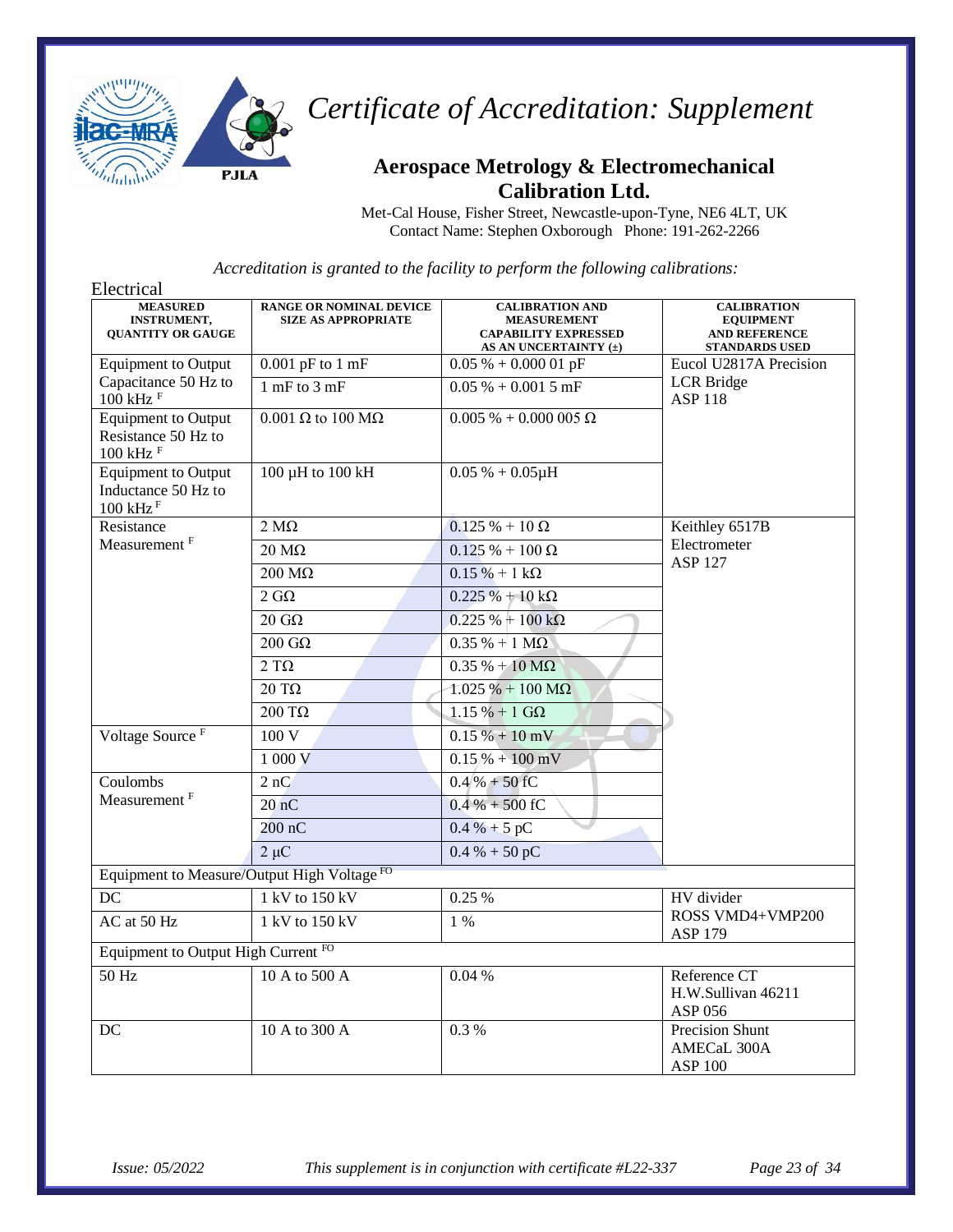# Certificate of Accreditation: Supplement

## Aerospace Metrology & Electromechanical Calibration Ltd.

Met-Cal House, Fisher Street, Newcastle-upon-Tyne, NE6 4LT, UK
Contact Name: Stephen Oxborough Phone: 191-262-2266

*Accreditation is granted to the facility to perform the following calibrations:*

Electrical

| MEASURED INSTRUMENT, QUANTITY OR GAUGE | RANGE OR NOMINAL DEVICE SIZE AS APPROPRIATE | CALIBRATION AND MEASUREMENT CAPABILITY EXPRESSED AS AN UNCERTAINTY (±) | CALIBRATION EQUIPMENT AND REFERENCE STANDARDS USED |
|---|---|---|---|
| Equipment to Output Capacitance 50 Hz to 100 kHz F | 0.001 pF to 1 mF | 0.05 % + 0.000 01 pF | Eucol U2817A Precision LCR Bridge ASP 118 |
| | 1 mF to 3 mF | 0.05 % + 0.001 5 mF | |
| Equipment to Output Resistance 50 Hz to 100 kHz F | 0.001 Ω to 100 MΩ | 0.005 % + 0.000 005 Ω | |
| Equipment to Output Inductance 50 Hz to 100 kHz F | 100 µH to 100 kH | 0.05 % + 0.05µH | |
| Resistance Measurement F | 2 MΩ | 0.125 % + 10 Ω | Keithley 6517B Electrometer ASP 127 |
| | 20 MΩ | 0.125 % + 100 Ω | |
| | 200 MΩ | 0.15 % + 1 kΩ | |
| | 2 GΩ | 0.225 % + 10 kΩ | |
| | 20 GΩ | 0.225 % + 100 kΩ | |
| | 200 GΩ | 0.35 % + 1 MΩ | |
| | 2 TΩ | 0.35 % + 10 MΩ | |
| | 20 TΩ | 1.025 % + 100 MΩ | |
| | 200 TΩ | 1.15 % + 1 GΩ | |
| Voltage Source F | 100 V | 0.15 % + 10 mV | |
| | 1 000 V | 0.15 % + 100 mV | |
| Coulombs Measurement F | 2 nC | 0.4 % + 50 fC | |
| | 20 nC | 0.4 % + 500 fC | |
| | 200 nC | 0.4 % + 5 pC | |
| | 2 µC | 0.4 % + 50 pC | |
| Equipment to Measure/Output High Voltage FO | | | |
| DC | 1 kV to 150 kV | 0.25 % | HV divider ROSS VMD4+VMP200 ASP 179 |
| AC at 50 Hz | 1 kV to 150 kV | 1 % | |
| Equipment to Output High Current FO | | | |
| 50 Hz | 10 A to 500 A | 0.04 % | Reference CT H.W.Sullivan 46211 ASP 056 |
| DC | 10 A to 300 A | 0.3 % | Precision Shunt AMECaL 300A ASP 100 |

*Issue: 05/2022* *This supplement is in conjunction with certificate #L22-337*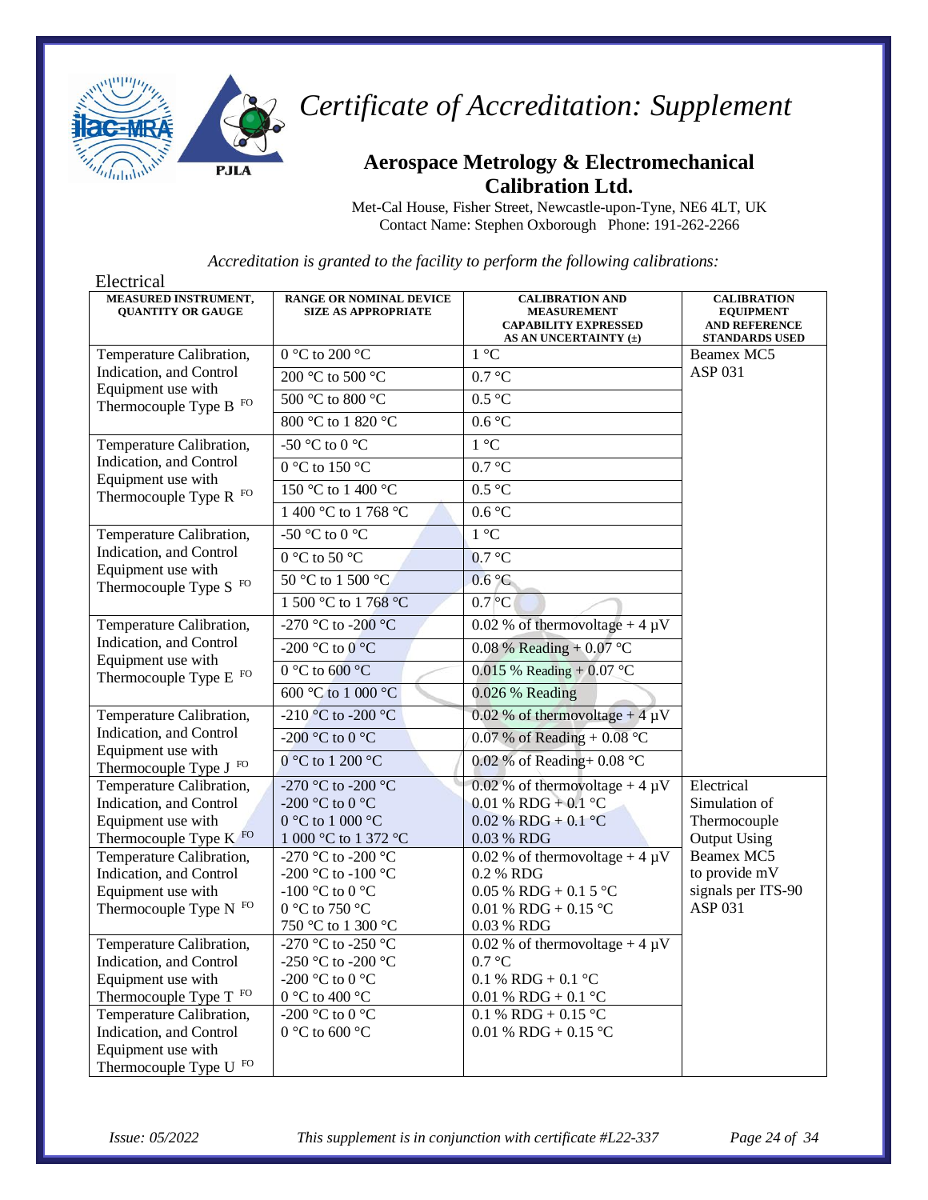# Certificate of Accreditation: Supplement

## Aerospace Metrology & Electromechanical Calibration Ltd.

Met-Cal House, Fisher Street, Newcastle-upon-Tyne, NE6 4LT, UK
Contact Name: Stephen Oxborough Phone: 191-262-2266

*Accreditation is granted to the facility to perform the following calibrations:*

Electrical

| MEASURED INSTRUMENT, QUANTITY OR GAUGE | RANGE OR NOMINAL DEVICE SIZE AS APPROPRIATE | CALIBRATION AND MEASUREMENT CAPABILITY EXPRESSED AS AN UNCERTAINTY (±) | CALIBRATION EQUIPMENT AND REFERENCE STANDARDS USED |
|---|---|---|---|
| Temperature Calibration, Indication, and Control Equipment use with Thermocouple Type B FO | 0 °C to 200 °C | 1 °C | Beamex MC5 ASP 031 |
| | 200 °C to 500 °C | 0.7 °C | |
| | 500 °C to 800 °C | 0.5 °C | |
| | 800 °C to 1 820 °C | 0.6 °C | |
| Temperature Calibration, Indication, and Control Equipment use with Thermocouple Type R FO | -50 °C to 0 °C | 1 °C | |
| | 0 °C to 150 °C | 0.7 °C | |
| | 150 °C to 1 400 °C | 0.5 °C | |
| | 1 400 °C to 1 768 °C | 0.6 °C | |
| Temperature Calibration, Indication, and Control Equipment use with Thermocouple Type S FO | -50 °C to 0 °C | 1 °C | |
| | 0 °C to 50 °C | 0.7 °C | |
| | 50 °C to 1 500 °C | 0.6 °C | |
| | 1 500 °C to 1 768 °C | 0.7 °C | |
| Temperature Calibration, Indication, and Control Equipment use with Thermocouple Type E FO | -270 °C to -200 °C | 0.02 % of thermovoltage + 4 µV | |
| | -200 °C to 0 °C | 0.08 % Reading + 0.07 °C | |
| | 0 °C to 600 °C | 0.015 % Reading + 0.07 °C | |
| | 600 °C to 1 000 °C | 0.026 % Reading | |
| Temperature Calibration, Indication, and Control Equipment use with Thermocouple Type J FO | -210 °C to -200 °C | 0.02 % of thermovoltage + 4 µV | |
| | -200 °C to 0 °C | 0.07 % of Reading + 0.08 °C | |
| | 0 °C to 1 200 °C | 0.02 % of Reading+ 0.08 °C | |
| Temperature Calibration, Indication, and Control Equipment use with Thermocouple Type K FO | -270 °C to -200 °C<br>-200 °C to 0 °C<br>0 °C to 1 000 °C<br>1 000 °C to 1 372 °C | 0.02 % of thermovoltage + 4 µV<br>0.01 % RDG + 0.1 °C<br>0.02 % RDG + 0.1 °C<br>0.03 % RDG | Electrical Simulation of Thermocouple Output Using Beamex MC5 to provide mV signals per ITS-90 ASP 031 |
| Temperature Calibration, Indication, and Control Equipment use with Thermocouple Type N FO | -270 °C to -200 °C<br>-200 °C to -100 °C<br>-100 °C to 0 °C<br>0 °C to 750 °C<br>750 °C to 1 300 °C | 0.02 % of thermovoltage + 4 µV<br>0.2 % RDG<br>0.05 % RDG + 0.1 5 °C<br>0.01 % RDG + 0.15 °C<br>0.03 % RDG | |
| Temperature Calibration, Indication, and Control Equipment use with Thermocouple Type T FO | -270 °C to -250 °C<br>-250 °C to -200 °C<br>-200 °C to 0 °C<br>0 °C to 400 °C | 0.02 % of thermovoltage + 4 µV<br>0.7 °C<br>0.1 % RDG + 0.1 °C<br>0.01 % RDG + 0.1 °C | |
| Temperature Calibration, Indication, and Control Equipment use with Thermocouple Type U FO | -200 °C to 0 °C<br>0 °C to 600 °C | 0.1 % RDG + 0.15 °C<br>0.01 % RDG + 0.15 °C | |

*Issue: 05/2022* *This supplement is in conjunction with certificate #L22-337*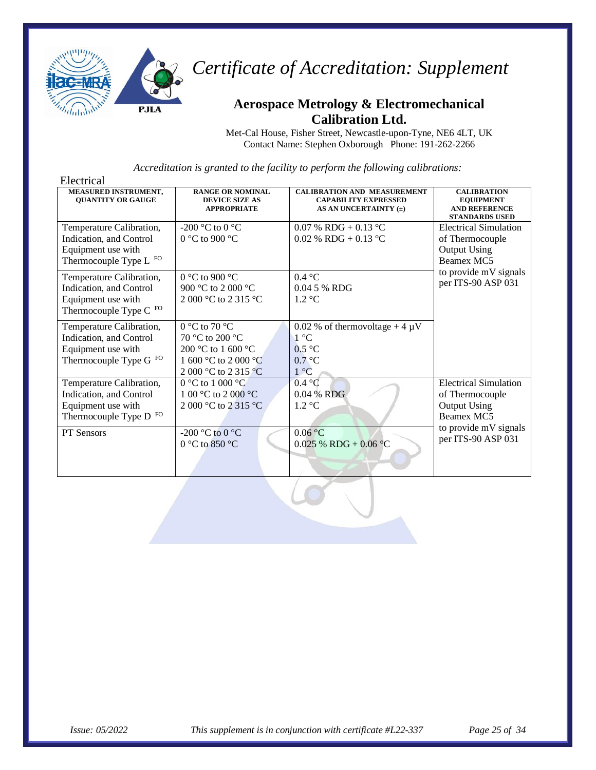# *Certificate of Accreditation: Supplement*

## Aerospace Metrology & Electromechanical Calibration Ltd.

Met-Cal House, Fisher Street, Newcastle-upon-Tyne, NE6 4LT, UK
Contact Name: Stephen Oxborough Phone: 191-262-2266

*Accreditation is granted to the facility to perform the following calibrations:*

Electrical

| MEASURED INSTRUMENT, QUANTITY OR GAUGE | RANGE OR NOMINAL DEVICE SIZE AS APPROPRIATE | CALIBRATION AND MEASUREMENT CAPABILITY EXPRESSED AS AN UNCERTAINTY (±) | CALIBRATION EQUIPMENT AND REFERENCE STANDARDS USED |
|---|---|---|---|
| Temperature Calibration, Indication, and Control Equipment use with Thermocouple Type L [FO] | -200 °C to 0 °C<br>0 °C to 900 °C | 0.07 % RDG + 0.13 °C<br>0.02 % RDG + 0.13 °C | Electrical Simulation of Thermocouple Output Using Beamex MC5 to provide mV signals per ITS-90 ASP 031 |
| Temperature Calibration, Indication, and Control Equipment use with Thermocouple Type C [FO] | 0 °C to 900 °C<br>900 °C to 2 000 °C<br>2 000 °C to 2 315 °C | 0.4 °C<br>0.04 5 % RDG<br>1.2 °C | |
| Temperature Calibration, Indication, and Control Equipment use with Thermocouple Type G [FO] | 0 °C to 70 °C<br>70 °C to 200 °C<br>200 °C to 1 600 °C<br>1 600 °C to 2 000 °C<br>2 000 °C to 2 315 °C | 0.02 % of thermovoltage + 4 µV<br>1 °C<br>0.5 °C<br>0.7 °C<br>1 °C | |
| Temperature Calibration, Indication, and Control Equipment use with Thermocouple Type D [FO] | 0 °C to 1 000 °C<br>1 00 °C to 2 000 °C<br>2 000 °C to 2 315 °C | 0.4 °C<br>0.04 % RDG<br>1.2 °C | Electrical Simulation of Thermocouple Output Using Beamex MC5 to provide mV signals per ITS-90 ASP 031 |
| PT Sensors | -200 °C to 0 °C<br>0 °C to 850 °C | 0.06 °C<br>0.025 % RDG + 0.06 °C | |

*Issue: 05/2022* *This supplement is in conjunction with certificate #L22-337*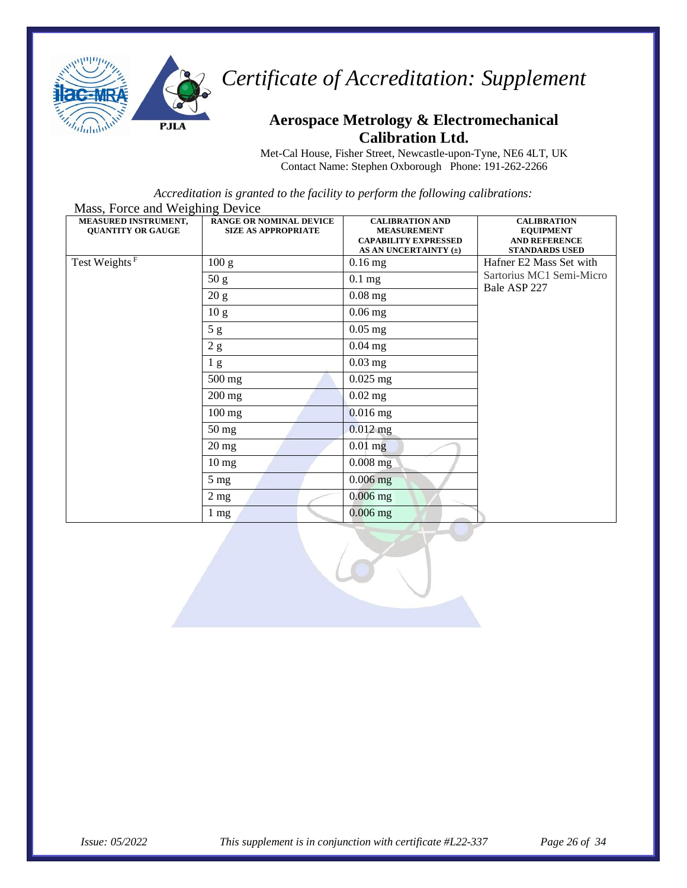# *Certificate of Accreditation: Supplement*

## Aerospace Metrology & Electromechanical Calibration Ltd.

Met-Cal House, Fisher Street, Newcastle-upon-Tyne, NE6 4LT, UK
Contact Name: Stephen Oxborough Phone: 191-262-2266

*Accreditation is granted to the facility to perform the following calibrations:*

Mass, Force and Weighing Device

| MEASURED INSTRUMENT, QUANTITY OR GAUGE | RANGE OR NOMINAL DEVICE SIZE AS APPROPRIATE | CALIBRATION AND MEASUREMENT CAPABILITY EXPRESSED AS AN UNCERTAINTY (±) | CALIBRATION EQUIPMENT AND REFERENCE STANDARDS USED |
|---|---|---|---|
| Test Weights [F] | 100 g | 0.16 mg | Hafner E2 Mass Set with Sartorius MC1 Semi-Micro Bale ASP 227 |
| | 50 g | 0.1 mg | |
| | 20 g | 0.08 mg | |
| | 10 g | 0.06 mg | |
| | 5 g | 0.05 mg | |
| | 2 g | 0.04 mg | |
| | 1 g | 0.03 mg | |
| | 500 mg | 0.025 mg | |
| | 200 mg | 0.02 mg | |
| | 100 mg | 0.016 mg | |
| | 50 mg | 0.012 mg | |
| | 20 mg | 0.01 mg | |
| | 10 mg | 0.008 mg | |
| | 5 mg | 0.006 mg | |
| | 2 mg | 0.006 mg | |
| | 1 mg | 0.006 mg | |

*Issue: 05/2022* *This supplement is in conjunction with certificate #L22-337*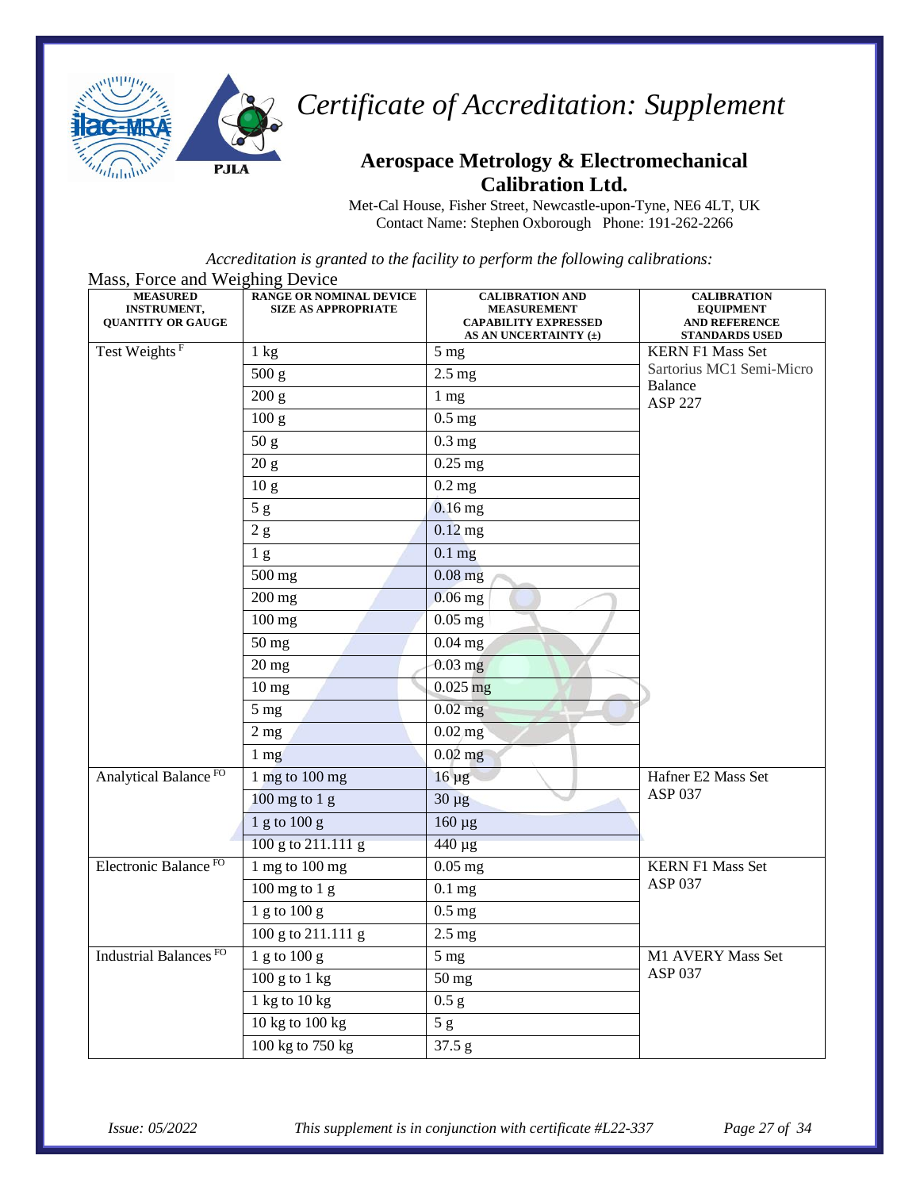# *Certificate of Accreditation: Supplement*

## Aerospace Metrology & Electromechanical Calibration Ltd.

Met-Cal House, Fisher Street, Newcastle-upon-Tyne, NE6 4LT, UK
Contact Name: Stephen Oxborough Phone: 191-262-2266

*Accreditation is granted to the facility to perform the following calibrations:*

Mass, Force and Weighing Device

| MEASURED INSTRUMENT, QUANTITY OR GAUGE | RANGE OR NOMINAL DEVICE SIZE AS APPROPRIATE | CALIBRATION AND MEASUREMENT CAPABILITY EXPRESSED AS AN UNCERTAINTY (±) | CALIBRATION EQUIPMENT AND REFERENCE STANDARDS USED |
|---|---|---|---|
| Test Weights [F] | 1 kg | 5 mg | KERN F1 Mass Set<br>Sartorius MC1 Semi-Micro Balance<br>ASP 227 |
| | 500 g | 2.5 mg | |
| | 200 g | 1 mg | |
| | 100 g | 0.5 mg | |
| | 50 g | 0.3 mg | |
| | 20 g | 0.25 mg | |
| | 10 g | 0.2 mg | |
| | 5 g | 0.16 mg | |
| | 2 g | 0.12 mg | |
| | 1 g | 0.1 mg | |
| | 500 mg | 0.08 mg | |
| | 200 mg | 0.06 mg | |
| | 100 mg | 0.05 mg | |
| | 50 mg | 0.04 mg | |
| | 20 mg | 0.03 mg | |
| | 10 mg | 0.025 mg | |
| | 5 mg | 0.02 mg | |
| | 2 mg | 0.02 mg | |
| | 1 mg | 0.02 mg | |
| Analytical Balance [FO] | 1 mg to 100 mg | 16 µg | Hafner E2 Mass Set<br>ASP 037 |
| | 100 mg to 1 g | 30 µg | |
| | 1 g to 100 g | 160 µg | |
| | 100 g to 211.111 g | 440 µg | |
| Electronic Balance [FO] | 1 mg to 100 mg | 0.05 mg | KERN F1 Mass Set<br>ASP 037 |
| | 100 mg to 1 g | 0.1 mg | |
| | 1 g to 100 g | 0.5 mg | |
| | 100 g to 211.111 g | 2.5 mg | |
| Industrial Balances [FO] | 1 g to 100 g | 5 mg | M1 AVERY Mass Set<br>ASP 037 |
| | 100 g to 1 kg | 50 mg | |
| | 1 kg to 10 kg | 0.5 g | |
| | 10 kg to 100 kg | 5 g | |
| | 100 kg to 750 kg | 37.5 g | |

*Issue: 05/2022* *This supplement is in conjunction with certificate #L22-337*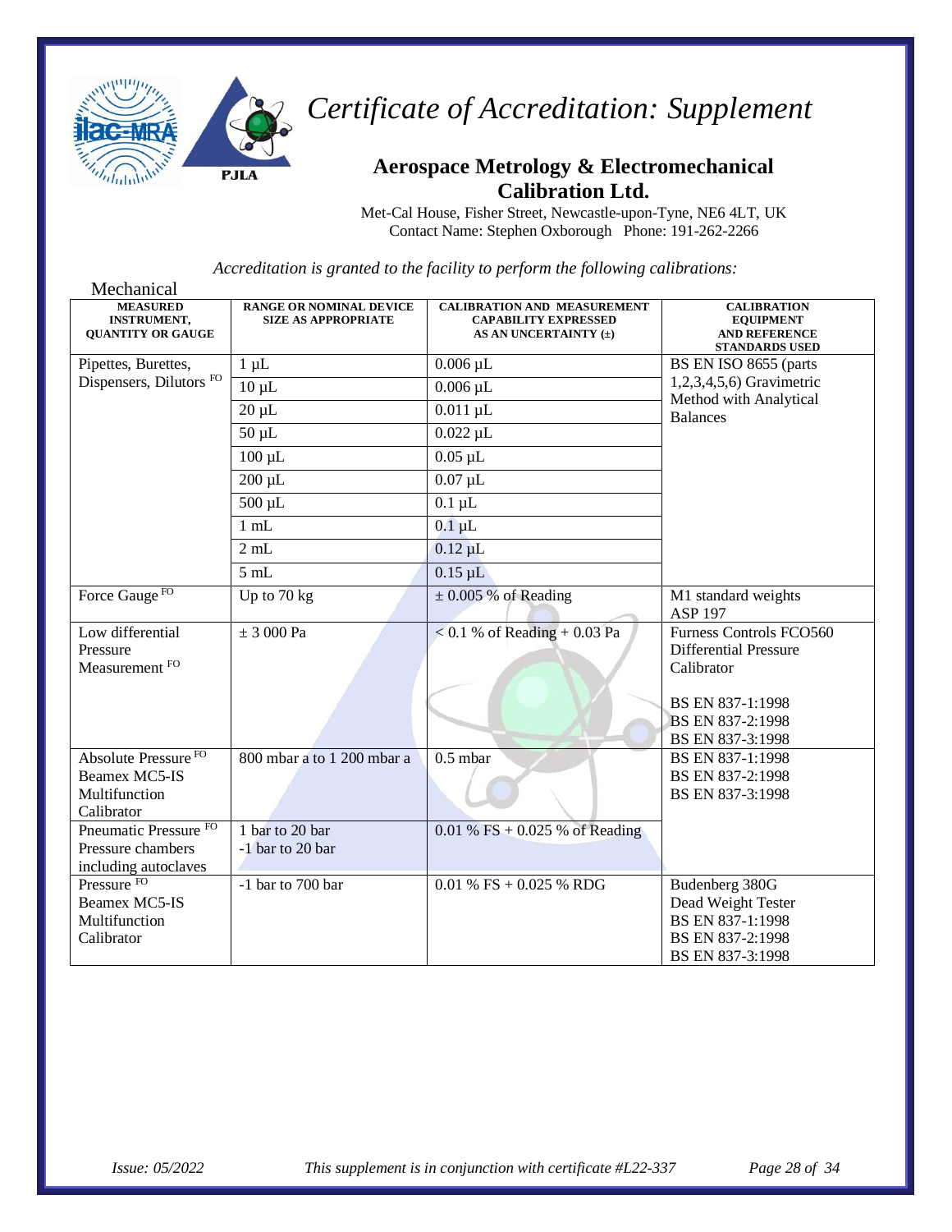# Certificate of Accreditation: Supplement

## Aerospace Metrology & Electromechanical Calibration Ltd.

Met-Cal House, Fisher Street, Newcastle-upon-Tyne, NE6 4LT, UK
Contact Name: Stephen Oxborough Phone: 191-262-2266

*Accreditation is granted to the facility to perform the following calibrations:*

Mechanical

| MEASURED INSTRUMENT, QUANTITY OR GAUGE | RANGE OR NOMINAL DEVICE SIZE AS APPROPRIATE | CALIBRATION AND MEASUREMENT CAPABILITY EXPRESSED AS AN UNCERTAINTY (±) | CALIBRATION EQUIPMENT AND REFERENCE STANDARDS USED |
|---|---|---|---|
| Pipettes, Burettes, Dispensers, Dilutors FO | 1 µL | 0.006 µL | BS EN ISO 8655 (parts 1,2,3,4,5,6) Gravimetric Method with Analytical Balances |
| | 10 µL | 0.006 µL | |
| | 20 µL | 0.011 µL | |
| | 50 µL | 0.022 µL | |
| | 100 µL | 0.05 µL | |
| | 200 µL | 0.07 µL | |
| | 500 µL | 0.1 µL | |
| | 1 mL | 0.1 µL | |
| | 2 mL | 0.12 µL | |
| | 5 mL | 0.15 µL | |
| Force Gauge FO | Up to 70 kg | ± 0.005 % of Reading | M1 standard weights ASP 197 |
| Low differential Pressure Measurement FO | ± 3 000 Pa | < 0.1 % of Reading + 0.03 Pa | Furness Controls FCO560 Differential Pressure Calibrator<br><br>BS EN 837-1:1998<br>BS EN 837-2:1998<br>BS EN 837-3:1998 |
| Absolute Pressure FO Beamex MC5-IS Multifunction Calibrator | 800 mbar a to 1 200 mbar a | 0.5 mbar | BS EN 837-1:1998<br>BS EN 837-2:1998<br>BS EN 837-3:1998 |
| Pneumatic Pressure FO Pressure chambers including autoclaves | 1 bar to 20 bar<br>-1 bar to 20 bar | 0.01 % FS + 0.025 % of Reading | |
| Pressure FO Beamex MC5-IS Multifunction Calibrator | -1 bar to 700 bar | 0.01 % FS + 0.025 % RDG | Budenberg 380G Dead Weight Tester<br>BS EN 837-1:1998<br>BS EN 837-2:1998<br>BS EN 837-3:1998 |

*Issue: 05/2022* *This supplement is in conjunction with certificate #L22-337*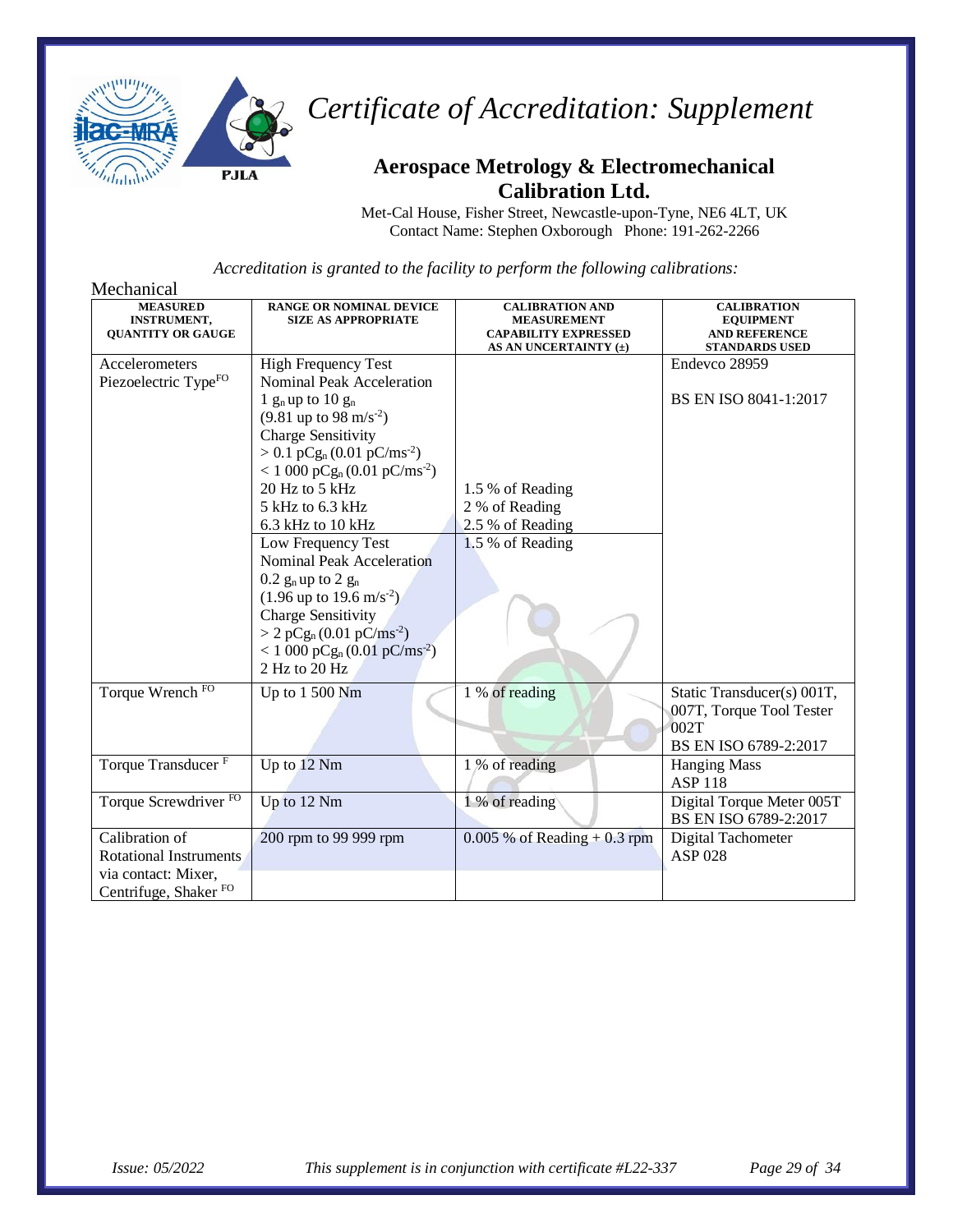# Certificate of Accreditation: Supplement

## Aerospace Metrology & Electromechanical Calibration Ltd.

Met-Cal House, Fisher Street, Newcastle-upon-Tyne, NE6 4LT, UK
Contact Name: Stephen Oxborough Phone: 191-262-2266

*Accreditation is granted to the facility to perform the following calibrations:*

Mechanical

| MEASURED INSTRUMENT, QUANTITY OR GAUGE | RANGE OR NOMINAL DEVICE SIZE AS APPROPRIATE | CALIBRATION AND MEASUREMENT CAPABILITY EXPRESSED AS AN UNCERTAINTY (±) | CALIBRATION EQUIPMENT AND REFERENCE STANDARDS USED |
|---|---|---|---|
| Accelerometers Piezoelectric Type[FO] | High Frequency Test<br>Nominal Peak Acceleration<br>1 $g_n$ up to 10 $g_n$<br>(9.81 up to 98 $m/s^{-2}$)<br>Charge Sensitivity<br>> 0.1 $pCg_n$ (0.01 $pC/ms^{-2}$)<br>< 1 000 $pCg_n$ (0.01 $pC/ms^{-2}$)<br>20 Hz to 5 kHz<br>5 kHz to 6.3 kHz<br>6.3 kHz to 10 kHz | <br><br><br><br><br><br><br>1.5 % of Reading<br>2 % of Reading<br>2.5 % of Reading | Endevco 28959<br><br>BS EN ISO 8041-1:2017 |
| | Low Frequency Test<br>Nominal Peak Acceleration<br>0.2 $g_n$ up to 2 $g_n$<br>(1.96 up to 19.6 $m/s^{-2}$)<br>Charge Sensitivity<br>> 2 $pCg_n$ (0.01 $pC/ms^{-2}$)<br>< 1 000 $pCg_n$ (0.01 $pC/ms^{-2}$)<br>2 Hz to 20 Hz | 1.5 % of Reading | |
| Torque Wrench [FO] | Up to 1 500 Nm | 1 % of reading | Static Transducer(s) 001T, 007T, Torque Tool Tester 002T<br>BS EN ISO 6789-2:2017 |
| Torque Transducer [F] | Up to 12 Nm | 1 % of reading | Hanging Mass<br>ASP 118 |
| Torque Screwdriver [FO] | Up to 12 Nm | 1 % of reading | Digital Torque Meter 005T<br>BS EN ISO 6789-2:2017 |
| Calibration of Rotational Instruments via contact: Mixer, Centrifuge, Shaker [FO] | 200 rpm to 99 999 rpm | 0.005 % of Reading + 0.3 rpm | Digital Tachometer<br>ASP 028 |

*Issue: 05/2022* *This supplement is in conjunction with certificate #L22-337*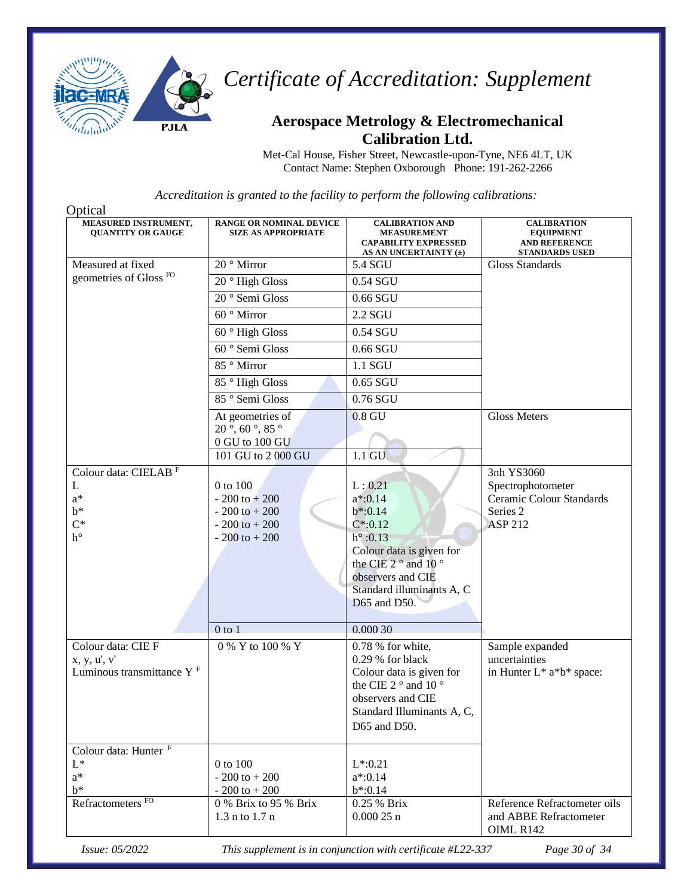# Certificate of Accreditation: Supplement

## Aerospace Metrology & Electromechanical Calibration Ltd.

Met-Cal House, Fisher Street, Newcastle-upon-Tyne, NE6 4LT, UK
Contact Name: Stephen Oxborough Phone: 191-262-2266

*Accreditation is granted to the facility to perform the following calibrations:*

Optical

| MEASURED INSTRUMENT, QUANTITY OR GAUGE | RANGE OR NOMINAL DEVICE SIZE AS APPROPRIATE | CALIBRATION AND MEASUREMENT CAPABILITY EXPRESSED AS AN UNCERTAINTY (±) | CALIBRATION EQUIPMENT AND REFERENCE STANDARDS USED |
|---|---|---|---|
| Measured at fixed geometries of Gloss FO | 20 ° Mirror | 5.4 SGU | Gloss Standards |
| | 20 ° High Gloss | 0.54 SGU | |
| | 20 ° Semi Gloss | 0.66 SGU | |
| | 60 ° Mirror | 2.2 SGU | |
| | 60 ° High Gloss | 0.54 SGU | |
| | 60 ° Semi Gloss | 0.66 SGU | |
| | 85 ° Mirror | 1.1 SGU | |
| | 85 ° High Gloss | 0.65 SGU | |
| | 85 ° Semi Gloss | 0.76 SGU | |
| | At geometries of 20 °, 60 °, 85 ° 0 GU to 100 GU | 0.8 GU | Gloss Meters |
| | 101 GU to 2 000 GU | 1.1 GU | |
| Colour data: CIELAB F<br>L<br>a*<br>b*<br>C*<br>h° | <br>0 to 100<br>- 200 to + 200<br>- 200 to + 200<br>- 200 to + 200<br>- 200 to + 200 | <br>L : 0.21<br>a*:0.14<br>b*:0.14<br>C*:0.12<br>h° :0.13<br>Colour data is given for the CIE 2 ° and 10 ° observers and CIE Standard illuminants A, C D65 and D50. | 3nh YS3060 Spectrophotometer<br>Ceramic Colour Standards Series 2<br>ASP 212 |
| | 0 to 1 | 0.000 30 | |
| Colour data: CIE F<br>x, y, u', v'<br>Luminous transmittance Y F | 0 % Y to 100 % Y | 0.78 % for white, 0.29 % for black<br>Colour data is given for the CIE 2 ° and 10 ° observers and CIE Standard Illuminants A, C, D65 and D50. | Sample expanded uncertainties in Hunter L* a*b* space: |
| Colour data: Hunter F<br>L*<br>a*<br>b* | <br>0 to 100<br>- 200 to + 200<br>- 200 to + 200 | <br>L*:0.21<br>a*:0.14<br>b*:0.14 | |
| Refractometers FO | 0 % Brix to 95 % Brix<br>1.3 n to 1.7 n | 0.25 % Brix<br>0.000 25 n | Reference Refractometer oils and ABBE Refractometer OIML R142 |

*Issue: 05/2022* *This supplement is in conjunction with certificate #L22-337*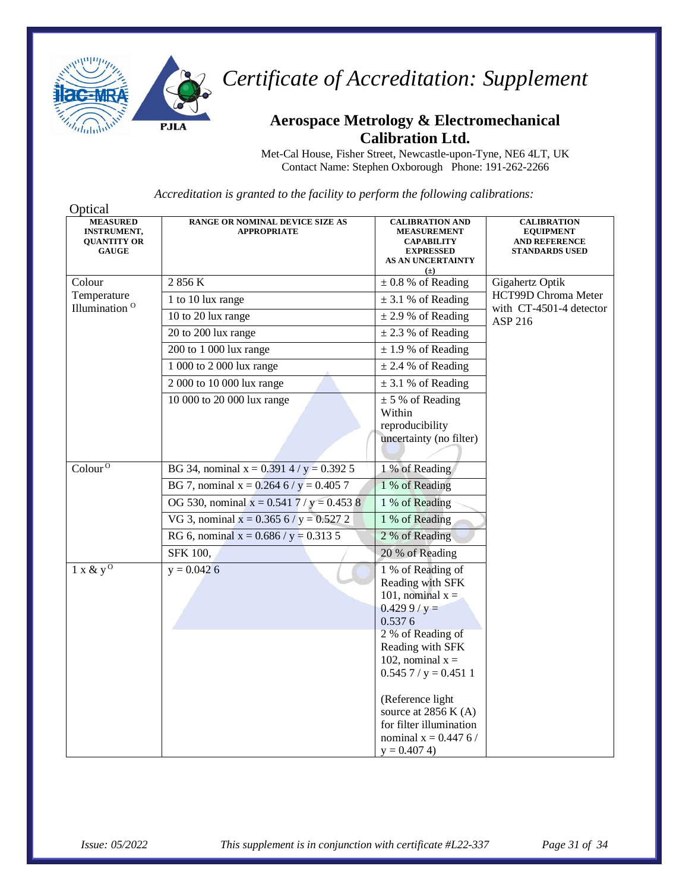# Certificate of Accreditation: Supplement

## Aerospace Metrology & Electromechanical Calibration Ltd.

Met-Cal House, Fisher Street, Newcastle-upon-Tyne, NE6 4LT, UK
Contact Name: Stephen Oxborough Phone: 191-262-2266

*Accreditation is granted to the facility to perform the following calibrations:*

Optical

| MEASURED INSTRUMENT, QUANTITY OR GAUGE | RANGE OR NOMINAL DEVICE SIZE AS APPROPRIATE | CALIBRATION AND MEASUREMENT CAPABILITY EXPRESSED AS AN UNCERTAINTY (±) | CALIBRATION EQUIPMENT AND REFERENCE STANDARDS USED |
|---|---|---|---|
| Colour Temperature Illumination [O] | 2 856 K | ± 0.8 % of Reading | Gigahertz Optik HCT99D Chroma Meter with CT-4501-4 detector ASP 216 |
| | 1 to 10 lux range | ± 3.1 % of Reading | |
| | 10 to 20 lux range | ± 2.9 % of Reading | |
| | 20 to 200 lux range | ± 2.3 % of Reading | |
| | 200 to 1 000 lux range | ± 1.9 % of Reading | |
| | 1 000 to 2 000 lux range | ± 2.4 % of Reading | |
| | 2 000 to 10 000 lux range | ± 3.1 % of Reading | |
| | 10 000 to 20 000 lux range | ± 5 % of Reading Within reproducibility uncertainty (no filter) | |
| Colour [O] | BG 34, nominal x = 0.391 4 / y = 0.392 5 | 1 % of Reading | |
| | BG 7, nominal x = 0.264 6 / y = 0.405 7 | 1 % of Reading | |
| | OG 530, nominal x = 0.541 7 / y = 0.453 8 | 1 % of Reading | |
| | VG 3, nominal x = 0.365 6 / y = 0.527 2 | 1 % of Reading | |
| | RG 6, nominal x = 0.686 / y = 0.313 5 | 2 % of Reading | |
| | SFK 100, | 20 % of Reading | |
| 1 x & y [O] | y = 0.042 6 | 1 % of Reading of Reading with SFK 101, nominal x = 0.429 9 / y = 0.537 6<br>2 % of Reading of Reading with SFK 102, nominal x = 0.545 7 / y = 0.451 1<br><br>(Reference light source at 2856 K (A) for filter illumination nominal x = 0.447 6 / y = 0.407 4) | |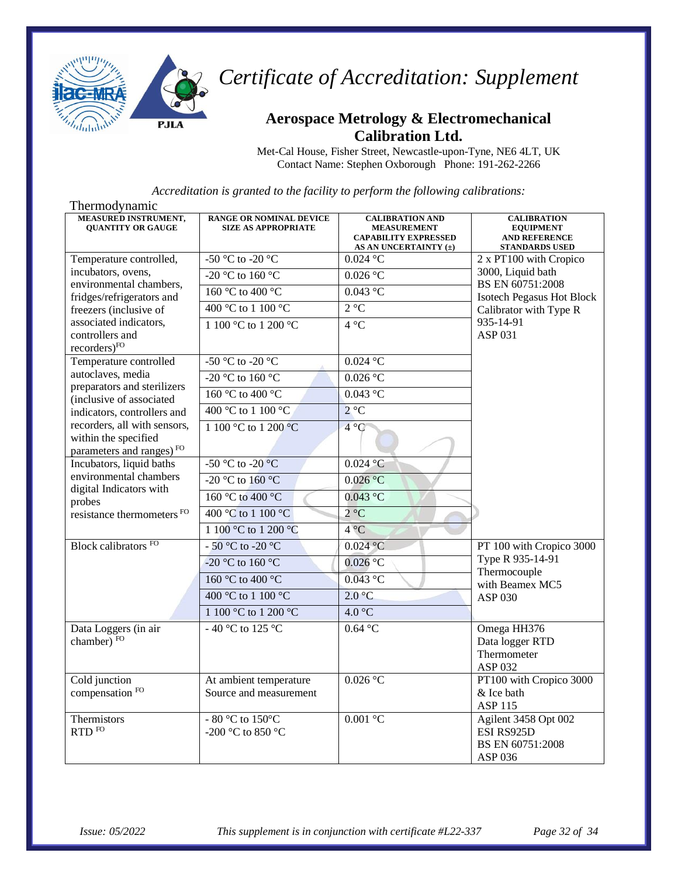# Certificate of Accreditation: Supplement

## Aerospace Metrology & Electromechanical Calibration Ltd.

Met-Cal House, Fisher Street, Newcastle-upon-Tyne, NE6 4LT, UK
Contact Name: Stephen Oxborough Phone: 191-262-2266

*Accreditation is granted to the facility to perform the following calibrations:*

Thermodynamic

| MEASURED INSTRUMENT, QUANTITY OR GAUGE | RANGE OR NOMINAL DEVICE SIZE AS APPROPRIATE | CALIBRATION AND MEASUREMENT CAPABILITY EXPRESSED AS AN UNCERTAINTY (±) | CALIBRATION EQUIPMENT AND REFERENCE STANDARDS USED |
|---|---|---|---|
| Temperature controlled, incubators, ovens, environmental chambers, fridges/refrigerators and freezers (inclusive of associated indicators, controllers and recorders) FO | -50 °C to -20 °C | 0.024 °C | 2 x PT100 with Cropico 3000, Liquid bath BS EN 60751:2008 Isotech Pegasus Hot Block Calibrator with Type R 935-14-91 ASP 031 |
| | -20 °C to 160 °C | 0.026 °C | |
| | 160 °C to 400 °C | 0.043 °C | |
| | 400 °C to 1 100 °C | 2 °C | |
| | 1 100 °C to 1 200 °C | 4 °C | |
| Temperature controlled autoclaves, media preparators and sterilizers (inclusive of associated indicators, controllers and recorders, all with sensors, within the specified parameters and ranges) FO | -50 °C to -20 °C | 0.024 °C | |
| | -20 °C to 160 °C | 0.026 °C | |
| | 160 °C to 400 °C | 0.043 °C | |
| | 400 °C to 1 100 °C | 2 °C | |
| | 1 100 °C to 1 200 °C | 4 °C | |
| Incubators, liquid baths environmental chambers digital Indicators with probes resistance thermometers FO | -50 °C to -20 °C | 0.024 °C | |
| | -20 °C to 160 °C | 0.026 °C | |
| | 160 °C to 400 °C | 0.043 °C | |
| | 400 °C to 1 100 °C | 2 °C | |
| | 1 100 °C to 1 200 °C | 4 °C | |
| Block calibrators FO | - 50 °C to -20 °C | 0.024 °C | PT 100 with Cropico 3000 Type R 935-14-91 Thermocouple with Beamex MC5 ASP 030 |
| | -20 °C to 160 °C | 0.026 °C | |
| | 160 °C to 400 °C | 0.043 °C | |
| | 400 °C to 1 100 °C | 2.0 °C | |
| | 1 100 °C to 1 200 °C | 4.0 °C | |
| Data Loggers (in air chamber) FO | - 40 °C to 125 °C | 0.64 °C | Omega HH376 Data logger RTD Thermometer ASP 032 |
| Cold junction compensation FO | At ambient temperature Source and measurement | 0.026 °C | PT100 with Cropico 3000 & Ice bath ASP 115 |
| Thermistors RTD FO | - 80 °C to 150°C -200 °C to 850 °C | 0.001 °C | Agilent 3458 Opt 002 ESI RS925D BS EN 60751:2008 ASP 036 |

*Issue: 05/2022* *This supplement is in conjunction with certificate #L22-337*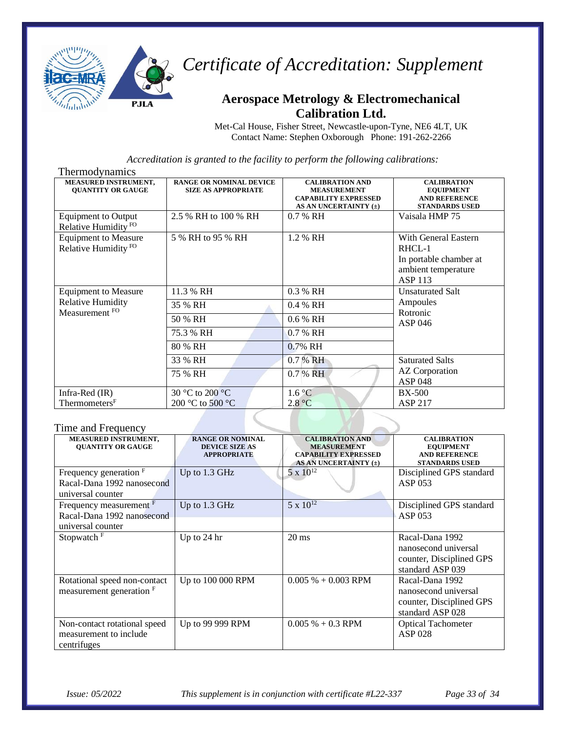# Certificate of Accreditation: Supplement

## Aerospace Metrology & Electromechanical Calibration Ltd.

Met-Cal House, Fisher Street, Newcastle-upon-Tyne, NE6 4LT, UK
Contact Name: Stephen Oxborough Phone: 191-262-2266

*Accreditation is granted to the facility to perform the following calibrations:*

Thermodynamics

| MEASURED INSTRUMENT, QUANTITY OR GAUGE | RANGE OR NOMINAL DEVICE SIZE AS APPROPRIATE | CALIBRATION AND MEASUREMENT CAPABILITY EXPRESSED AS AN UNCERTAINTY (±) | CALIBRATION EQUIPMENT AND REFERENCE STANDARDS USED |
|---|---|---|---|
| Equipment to Output Relative Humidity [FO] | 2.5 % RH to 100 % RH | 0.7 % RH | Vaisala HMP 75 |
| Equipment to Measure Relative Humidity [FO] | 5 % RH to 95 % RH | 1.2 % RH | With General Eastern RHCL-1 In portable chamber at ambient temperature ASP 113 |
| Equipment to Measure Relative Humidity Measurement [FO] | 11.3 % RH | 0.3 % RH | Unsaturated Salt Ampoules Rotronic ASP 046 |
| | 35 % RH | 0.4 % RH | |
| | 50 % RH | 0.6 % RH | |
| | 75.3 % RH | 0.7 % RH | |
| | 80 % RH | 0.7% RH | |
| | 33 % RH | 0.7 % RH | Saturated Salts AZ Corporation ASP 048 |
| | 75 % RH | 0.7 % RH | |
| Infra-Red (IR) Thermometers[F] | 30 °C to 200 °C<br>200 °C to 500 °C | 1.6 °C<br>2.8 °C | BX-500 ASP 217 |

Time and Frequency

| MEASURED INSTRUMENT, QUANTITY OR GAUGE | RANGE OR NOMINAL DEVICE SIZE AS APPROPRIATE | CALIBRATION AND MEASUREMENT CAPABILITY EXPRESSED AS AN UNCERTAINTY (±) | CALIBRATION EQUIPMENT AND REFERENCE STANDARDS USED |
|---|---|---|---|
| Frequency generation [F] Racal-Dana 1992 nanosecond universal counter | Up to 1.3 GHz | $5 \times 10^{12}$ | Disciplined GPS standard ASP 053 |
| Frequency measurement [F] Racal-Dana 1992 nanosecond universal counter | Up to 1.3 GHz | $5 \times 10^{12}$ | Disciplined GPS standard ASP 053 |
| Stopwatch [F] | Up to 24 hr | 20 ms | Racal-Dana 1992 nanosecond universal counter, Disciplined GPS standard ASP 039 |
| Rotational speed non-contact measurement generation [F] | Up to 100 000 RPM | 0.005 % + 0.003 RPM | Racal-Dana 1992 nanosecond universal counter, Disciplined GPS standard ASP 028 |
| Non-contact rotational speed measurement to include centrifuges | Up to 99 999 RPM | 0.005 % + 0.3 RPM | Optical Tachometer ASP 028 |

*Issue: 05/2022* *This supplement is in conjunction with certificate #L22-337*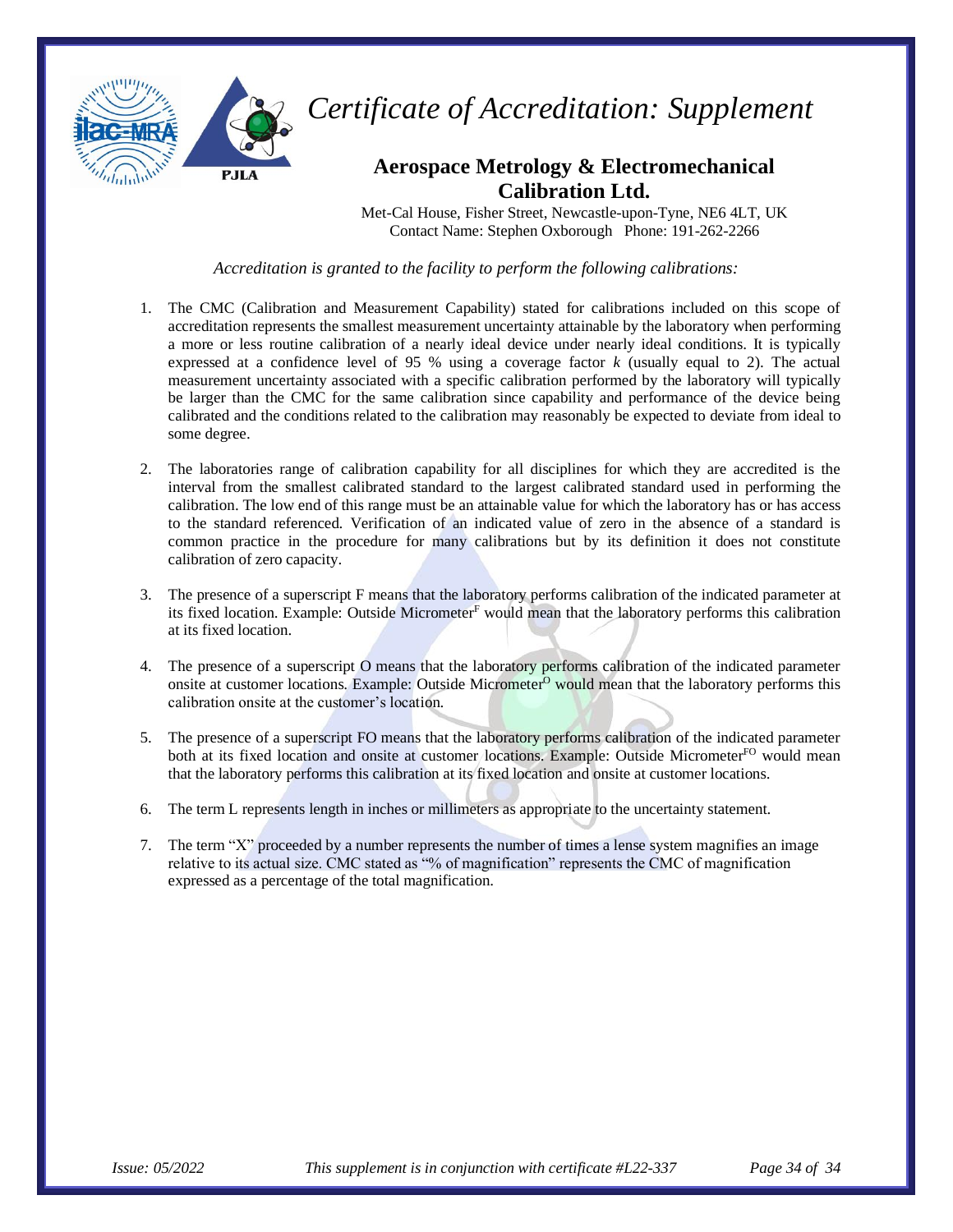# Certificate of Accreditation: Supplement

## Aerospace Metrology & Electromechanical Calibration Ltd.

Met-Cal House, Fisher Street, Newcastle-upon-Tyne, NE6 4LT, UK
Contact Name: Stephen Oxborough Phone: 191-262-2266

*Accreditation is granted to the facility to perform the following calibrations:*

1. The CMC (Calibration and Measurement Capability) stated for calibrations included on this scope of accreditation represents the smallest measurement uncertainty attainable by the laboratory when performing a more or less routine calibration of a nearly ideal device under nearly ideal conditions. It is typically expressed at a confidence level of 95 % using a coverage factor $k$ (usually equal to 2). The actual measurement uncertainty associated with a specific calibration performed by the laboratory will typically be larger than the CMC for the same calibration since capability and performance of the device being calibrated and the conditions related to the calibration may reasonably be expected to deviate from ideal to some degree.

2. The laboratories range of calibration capability for all disciplines for which they are accredited is the interval from the smallest calibrated standard to the largest calibrated standard used in performing the calibration. The low end of this range must be an attainable value for which the laboratory has or has access to the standard referenced. Verification of an indicated value of zero in the absence of a standard is common practice in the procedure for many calibrations but by its definition it does not constitute calibration of zero capacity.

3. The presence of a superscript F means that the laboratory performs calibration of the indicated parameter at its fixed location. Example: Outside Micrometer$^{F}$ would mean that the laboratory performs this calibration at its fixed location.

4. The presence of a superscript O means that the laboratory performs calibration of the indicated parameter onsite at customer locations. Example: Outside Micrometer$^{O}$ would mean that the laboratory performs this calibration onsite at the customer's location.

5. The presence of a superscript FO means that the laboratory performs calibration of the indicated parameter both at its fixed location and onsite at customer locations. Example: Outside Micrometer$^{FO}$ would mean that the laboratory performs this calibration at its fixed location and onsite at customer locations.

6. The term L represents length in inches or millimeters as appropriate to the uncertainty statement.

7. The term "X" proceeded by a number represents the number of times a lense system magnifies an image relative to its actual size. CMC stated as "% of magnification" represents the CMC of magnification expressed as a percentage of the total magnification.

*Issue: 05/2022* *This supplement is in conjunction with certificate #L22-337*